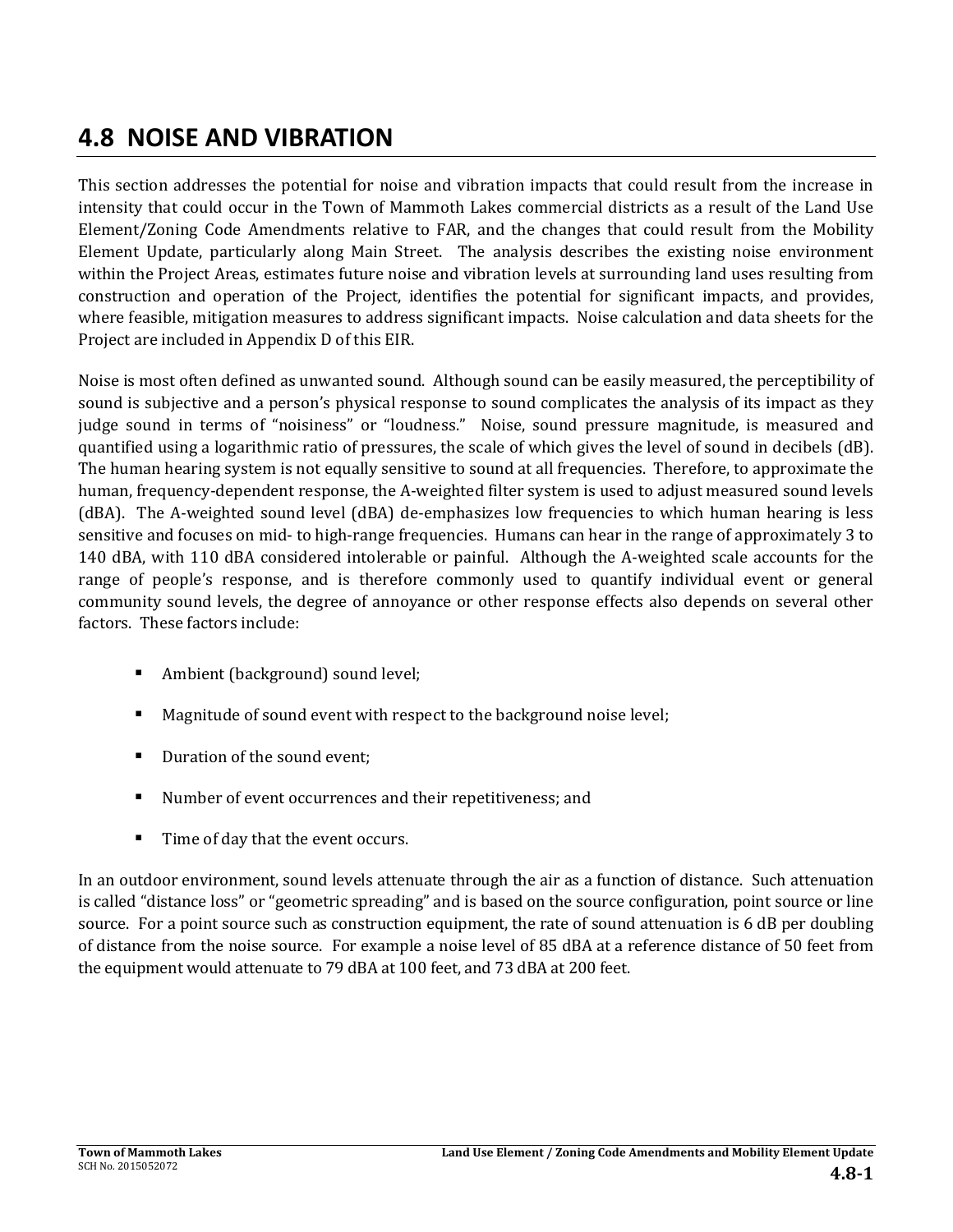# 4.8 NOISE AND VIBRATION

This section addresses the potential for noise and vibration impacts that could result from the increase in intensity that could occur in the Town of Mammoth Lakes commercial districts as a result of the Land Use Element/Zoning Code Amendments relative to FAR, and the changes that could result from the Mobility Element Update, particularly along Main Street. The analysis describes the existing noise environment within the Project Areas, estimates future noise and vibration levels at surrounding land uses resulting from construction and operation of the Project, identifies the potential for significant impacts, and provides, where feasible, mitigation measures to address significant impacts. Noise calculation and data sheets for the Project are included in Appendix D of this EIR.

Noise is most often defined as unwanted sound. Although sound can be easily measured, the perceptibility of sound is subjective and a person's physical response to sound complicates the analysis of its impact as they judge sound in terms of "noisiness" or "loudness." Noise, sound pressure magnitude, is measured and quantified using a logarithmic ratio of pressures, the scale of which gives the level of sound in decibels (dB). The human hearing system is not equally sensitive to sound at all frequencies. Therefore, to approximate the human, frequency-dependent response, the A-weighted filter system is used to adjust measured sound levels (dBA). The A-weighted sound level (dBA) de-emphasizes low frequencies to which human hearing is less sensitive and focuses on mid- to high-range frequencies. Humans can hear in the range of approximately 3 to 140 dBA, with 110 dBA considered intolerable or painful. Although the A-weighted scale accounts for the range of people's response, and is therefore commonly used to quantify individual event or general community sound levels, the degree of annoyance or other response effects also depends on several other factors. These factors include:

- Ambient (background) sound level;
- Magnitude of sound event with respect to the background noise level;
- Duration of the sound event;
- Number of event occurrences and their repetitiveness; and
- Time of day that the event occurs.

In an outdoor environment, sound levels attenuate through the air as a function of distance. Such attenuation is called "distance loss" or "geometric spreading" and is based on the source configuration, point source or line source. For a point source such as construction equipment, the rate of sound attenuation is 6 dB per doubling of distance from the noise source. For example a noise level of 85 dBA at a reference distance of 50 feet from the equipment would attenuate to 79 dBA at 100 feet, and 73 dBA at 200 feet.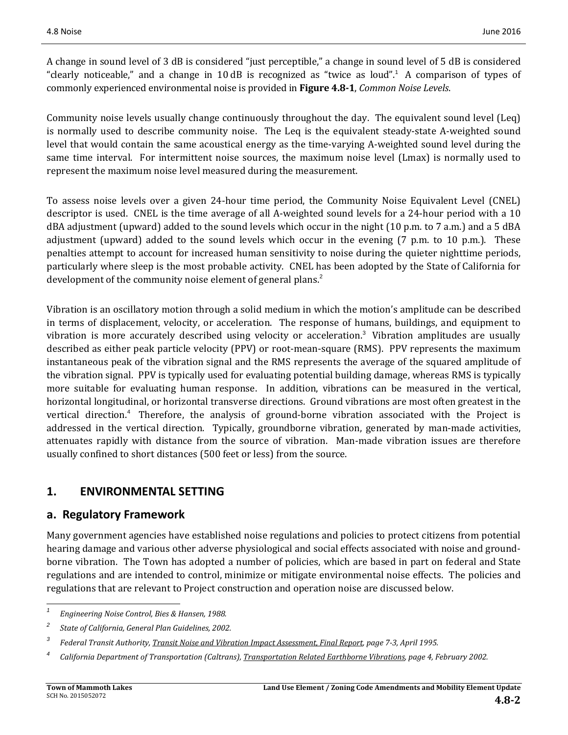A change in sound level of 3 dB is considered "just perceptible," a change in sound level of 5 dB is considered "clearly noticeable," and a change in 10 dB is recognized as "twice as loud".[1] A comparison of types of commonly experienced environmental noise is provided in **Figure 4.8-1**, *Common Noise Levels*.

Community noise levels usually change continuously throughout the day. The equivalent sound level (Leq) is normally used to describe community noise. The Leq is the equivalent steady-state A-weighted sound level that would contain the same acoustical energy as the time-varying A-weighted sound level during the same time interval. For intermittent noise sources, the maximum noise level (Lmax) is normally used to represent the maximum noise level measured during the measurement.

To assess noise levels over a given 24-hour time period, the Community Noise Equivalent Level (CNEL) descriptor is used. CNEL is the time average of all A-weighted sound levels for a 24-hour period with a 10 dBA adjustment (upward) added to the sound levels which occur in the night (10 p.m. to 7 a.m.) and a 5 dBA adjustment (upward) added to the sound levels which occur in the evening (7 p.m. to 10 p.m.). These penalties attempt to account for increased human sensitivity to noise during the quieter nighttime periods, particularly where sleep is the most probable activity. CNEL has been adopted by the State of California for development of the community noise element of general plans.[2]

Vibration is an oscillatory motion through a solid medium in which the motion's amplitude can be described in terms of displacement, velocity, or acceleration. The response of humans, buildings, and equipment to vibration is more accurately described using velocity or acceleration.[3] Vibration amplitudes are usually described as either peak particle velocity (PPV) or root-mean-square (RMS). PPV represents the maximum instantaneous peak of the vibration signal and the RMS represents the average of the squared amplitude of the vibration signal. PPV is typically used for evaluating potential building damage, whereas RMS is typically more suitable for evaluating human response. In addition, vibrations can be measured in the vertical, horizontal longitudinal, or horizontal transverse directions. Ground vibrations are most often greatest in the vertical direction.[4] Therefore, the analysis of ground-borne vibration associated with the Project is addressed in the vertical direction. Typically, groundborne vibration, generated by man-made activities, attenuates rapidly with distance from the source of vibration. Man-made vibration issues are therefore usually confined to short distances (500 feet or less) from the source.

## 1. ENVIRONMENTAL SETTING

### a. Regulatory Framework

Many government agencies have established noise regulations and policies to protect citizens from potential hearing damage and various other adverse physiological and social effects associated with noise and ground-borne vibration. The Town has adopted a number of policies, which are based in part on federal and State regulations and are intended to control, minimize or mitigate environmental noise effects. The policies and regulations that are relevant to Project construction and operation noise are discussed below.

---

[1] *Engineering Noise Control, Bies & Hansen, 1988.*

[2] *State of California, General Plan Guidelines, 2002.*

[3] *Federal Transit Authority, Transit Noise and Vibration Impact Assessment, Final Report, page 7-3, April 1995.*

[4] *California Department of Transportation (Caltrans), Transportation Related Earthborne Vibrations, page 4, February 2002.*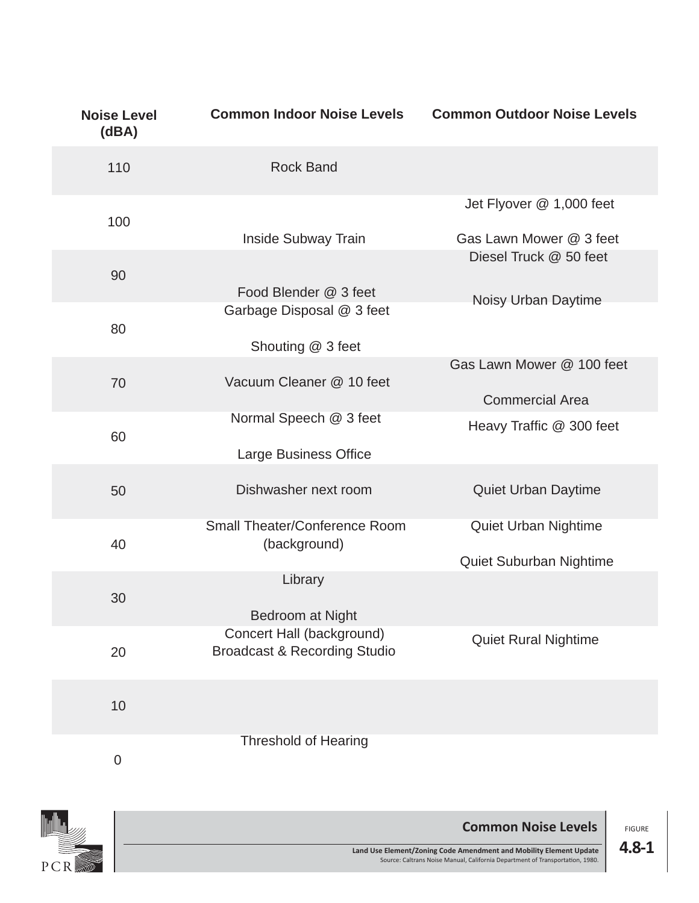| Noise Level (dBA) | Common Indoor Noise Levels | Common Outdoor Noise Levels |
|---|---|---|
| 110 | Rock Band | |
| 100 | Inside Subway Train | Jet Flyover @ 1,000 feet<br>Gas Lawn Mower @ 3 feet |
| 90 | Food Blender @ 3 feet | Diesel Truck @ 50 feet<br>Noisy Urban Daytime |
| 80 | Garbage Disposal @ 3 feet<br>Shouting @ 3 feet | |
| 70 | Vacuum Cleaner @ 10 feet | Gas Lawn Mower @ 100 feet<br>Commercial Area |
| 60 | Normal Speech @ 3 feet<br>Large Business Office | Heavy Traffic @ 300 feet |
| 50 | Dishwasher next room | Quiet Urban Daytime |
| 40 | Small Theater/Conference Room (background) | Quiet Urban Nightime<br>Quiet Suburban Nightime |
| 30 | Library<br>Bedroom at Night | |
| 20 | Concert Hall (background)<br>Broadcast & Recording Studio | Quiet Rural Nightime |
| 10 | | |
| 0 | Threshold of Hearing | |

**Common Noise Levels**

FIGURE **4.8-1**

Land Use Element/Zoning Code Amendment and Mobility Element Update

Source: Caltrans Noise Manual, California Department of Transportation, 1980.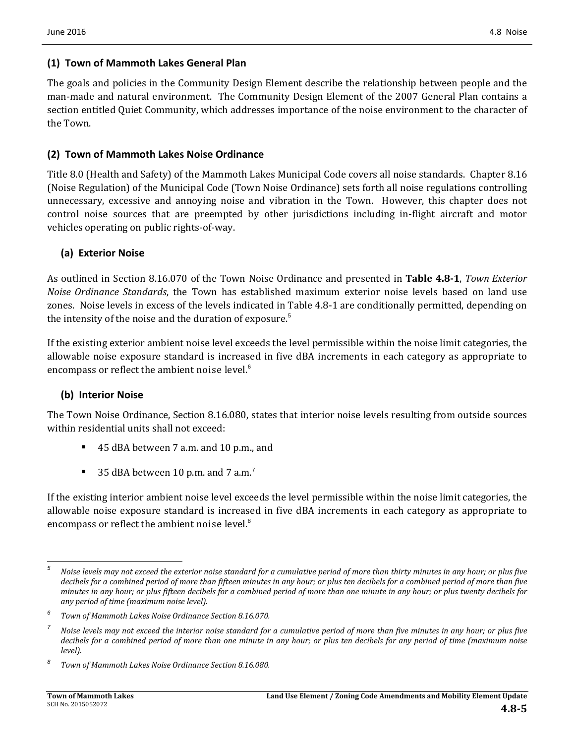### (1) Town of Mammoth Lakes General Plan

The goals and policies in the Community Design Element describe the relationship between people and the man-made and natural environment. The Community Design Element of the 2007 General Plan contains a section entitled Quiet Community, which addresses importance of the noise environment to the character of the Town.

### (2) Town of Mammoth Lakes Noise Ordinance

Title 8.0 (Health and Safety) of the Mammoth Lakes Municipal Code covers all noise standards. Chapter 8.16 (Noise Regulation) of the Municipal Code (Town Noise Ordinance) sets forth all noise regulations controlling unnecessary, excessive and annoying noise and vibration in the Town. However, this chapter does not control noise sources that are preempted by other jurisdictions including in-flight aircraft and motor vehicles operating on public rights-of-way.

#### (a) Exterior Noise

As outlined in Section 8.16.070 of the Town Noise Ordinance and presented in **Table 4.8-1**, *Town Exterior Noise Ordinance Standards*, the Town has established maximum exterior noise levels based on land use zones. Noise levels in excess of the levels indicated in Table 4.8-1 are conditionally permitted, depending on the intensity of the noise and the duration of exposure.[5]

If the existing exterior ambient noise level exceeds the level permissible within the noise limit categories, the allowable noise exposure standard is increased in five dBA increments in each category as appropriate to encompass or reflect the ambient noise level.[6]

#### (b) Interior Noise

The Town Noise Ordinance, Section 8.16.080, states that interior noise levels resulting from outside sources within residential units shall not exceed:

- 45 dBA between 7 a.m. and 10 p.m., and
- 35 dBA between 10 p.m. and 7 a.m.[7]

If the existing interior ambient noise level exceeds the level permissible within the noise limit categories, the allowable noise exposure standard is increased in five dBA increments in each category as appropriate to encompass or reflect the ambient noise level.[8]

---

[5] *Noise levels may not exceed the exterior noise standard for a cumulative period of more than thirty minutes in any hour; or plus five decibels for a combined period of more than fifteen minutes in any hour; or plus ten decibels for a combined period of more than five minutes in any hour; or plus fifteen decibels for a combined period of more than one minute in any hour; or plus twenty decibels for any period of time (maximum noise level).*

[6] *Town of Mammoth Lakes Noise Ordinance Section 8.16.070.*

[7] *Noise levels may not exceed the interior noise standard for a cumulative period of more than five minutes in any hour; or plus five decibels for a combined period of more than one minute in any hour; or plus ten decibels for any period of time (maximum noise level).*

[8] *Town of Mammoth Lakes Noise Ordinance Section 8.16.080.*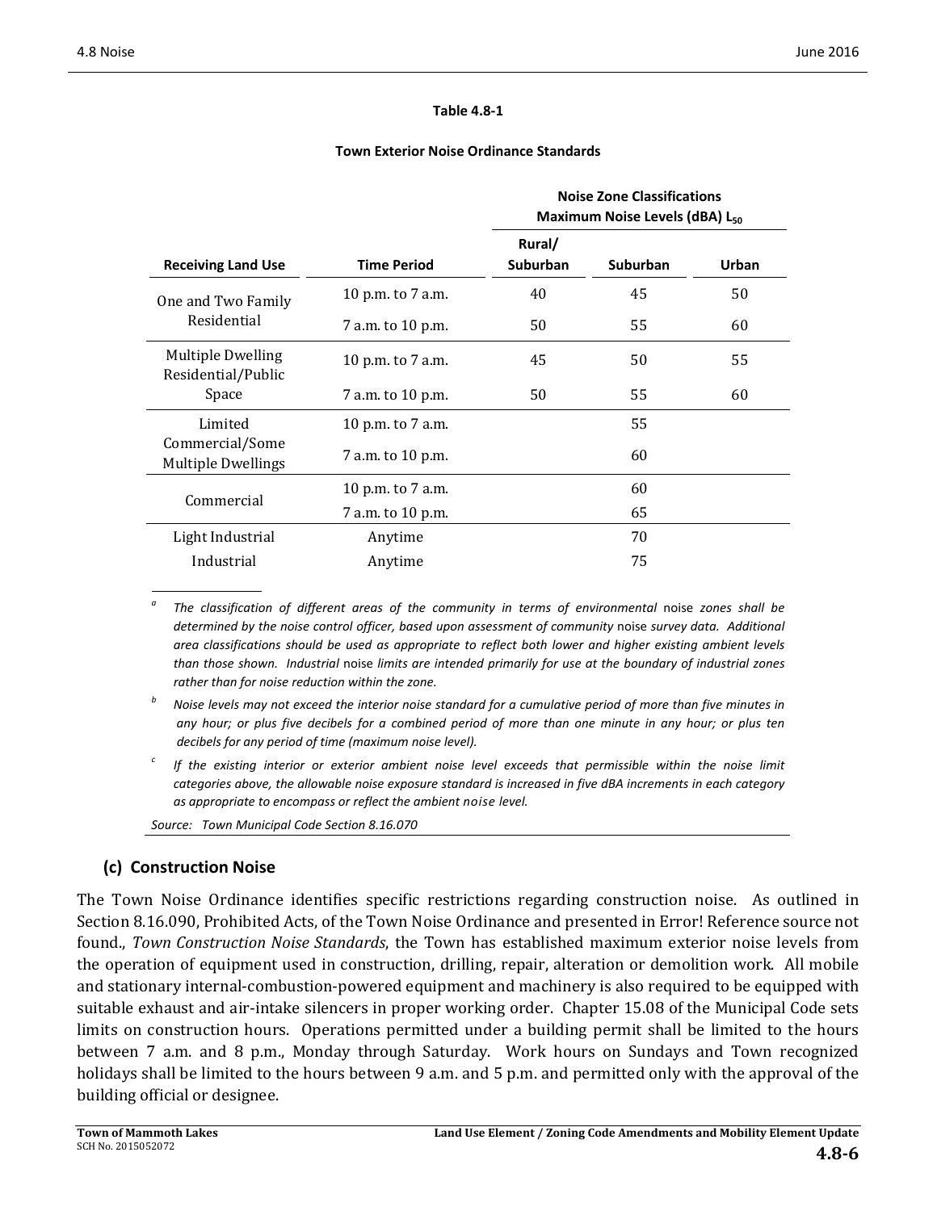**Table 4.8-1**

**Town Exterior Noise Ordinance Standards**

| Receiving Land Use | Time Period | Noise Zone Classifications Maximum Noise Levels (dBA) $L_{50}$ Rural/ Suburban | Suburban | Urban |
|---|---|---|---|---|
| One and Two Family Residential | 10 p.m. to 7 a.m. | 40 | 45 | 50 |
| | 7 a.m. to 10 p.m. | 50 | 55 | 60 |
| Multiple Dwelling Residential/Public Space | 10 p.m. to 7 a.m. | 45 | 50 | 55 |
| | 7 a.m. to 10 p.m. | 50 | 55 | 60 |
| Limited Commercial/Some Multiple Dwellings | 10 p.m. to 7 a.m. | | 55 | |
| | 7 a.m. to 10 p.m. | | 60 | |
| Commercial | 10 p.m. to 7 a.m. | | 60 | |
| | 7 a.m. to 10 p.m. | | 65 | |
| Light Industrial | Anytime | | 70 | |
| Industrial | Anytime | | 75 | |

[a] *The classification of different areas of the community in terms of environmental* noise *zones shall be determined by the noise control officer, based upon assessment of community* noise *survey data. Additional area classifications should be used as appropriate to reflect both lower and higher existing ambient levels than those shown. Industrial* noise *limits are intended primarily for use at the boundary of industrial zones rather than for noise reduction within the zone.*

[b] *Noise levels may not exceed the interior noise standard for a cumulative period of more than five minutes in any hour; or plus five decibels for a combined period of more than one minute in any hour; or plus ten decibels for any period of time (maximum noise level).*

[c] *If the existing interior or exterior ambient noise level exceeds that permissible within the noise limit categories above, the allowable noise exposure standard is increased in five dBA increments in each category as appropriate to encompass or reflect the ambient noise level.*

*Source: Town Municipal Code Section 8.16.070*

### (c) Construction Noise

The Town Noise Ordinance identifies specific restrictions regarding construction noise. As outlined in Section 8.16.090, Prohibited Acts, of the Town Noise Ordinance and presented in Error! Reference source not found., *Town Construction Noise Standards*, the Town has established maximum exterior noise levels from the operation of equipment used in construction, drilling, repair, alteration or demolition work. All mobile and stationary internal-combustion-powered equipment and machinery is also required to be equipped with suitable exhaust and air-intake silencers in proper working order. Chapter 15.08 of the Municipal Code sets limits on construction hours. Operations permitted under a building permit shall be limited to the hours between 7 a.m. and 8 p.m., Monday through Saturday. Work hours on Sundays and Town recognized holidays shall be limited to the hours between 9 a.m. and 5 p.m. and permitted only with the approval of the building official or designee.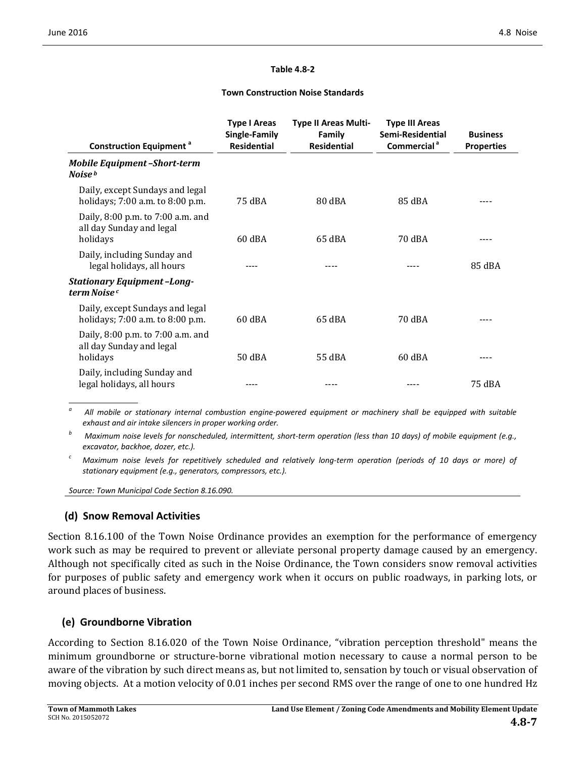**Table 4.8-2**

**Town Construction Noise Standards**

| Construction Equipment [a] | Type I Areas Single-Family Residential | Type II Areas Multi-Family Residential | Type III Areas Semi-Residential Commercial [a] | Business Properties |
|---|---|---|---|---|
| ***Mobile Equipment –Short-term Noise*** [b] | | | | |
| Daily, except Sundays and legal holidays; 7:00 a.m. to 8:00 p.m. | 75 dBA | 80 dBA | 85 dBA | ---- |
| Daily, 8:00 p.m. to 7:00 a.m. and all day Sunday and legal holidays | 60 dBA | 65 dBA | 70 dBA | ---- |
| Daily, including Sunday and legal holidays, all hours | ---- | ---- | ---- | 85 dBA |
| ***Stationary Equipment –Long-term Noise*** [c] | | | | |
| Daily, except Sundays and legal holidays; 7:00 a.m. to 8:00 p.m. | 60 dBA | 65 dBA | 70 dBA | ---- |
| Daily, 8:00 p.m. to 7:00 a.m. and all day Sunday and legal holidays | 50 dBA | 55 dBA | 60 dBA | ---- |
| Daily, including Sunday and legal holidays, all hours | ---- | ---- | ---- | 75 dBA |

[a] *All mobile or stationary internal combustion engine-powered equipment or machinery shall be equipped with suitable exhaust and air intake silencers in proper working order.*

[b] *Maximum noise levels for nonscheduled, intermittent, short-term operation (less than 10 days) of mobile equipment (e.g., excavator, backhoe, dozer, etc.).*

[c] *Maximum noise levels for repetitively scheduled and relatively long-term operation (periods of 10 days or more) of stationary equipment (e.g., generators, compressors, etc.).*

*Source: Town Municipal Code Section 8.16.090.*

### (d) Snow Removal Activities

Section 8.16.100 of the Town Noise Ordinance provides an exemption for the performance of emergency work such as may be required to prevent or alleviate personal property damage caused by an emergency. Although not specifically cited as such in the Noise Ordinance, the Town considers snow removal activities for purposes of public safety and emergency work when it occurs on public roadways, in parking lots, or around places of business.

### (e) Groundborne Vibration

According to Section 8.16.020 of the Town Noise Ordinance, "vibration perception threshold" means the minimum groundborne or structure-borne vibrational motion necessary to cause a normal person to be aware of the vibration by such direct means as, but not limited to, sensation by touch or visual observation of moving objects. At a motion velocity of 0.01 inches per second RMS over the range of one to one hundred Hz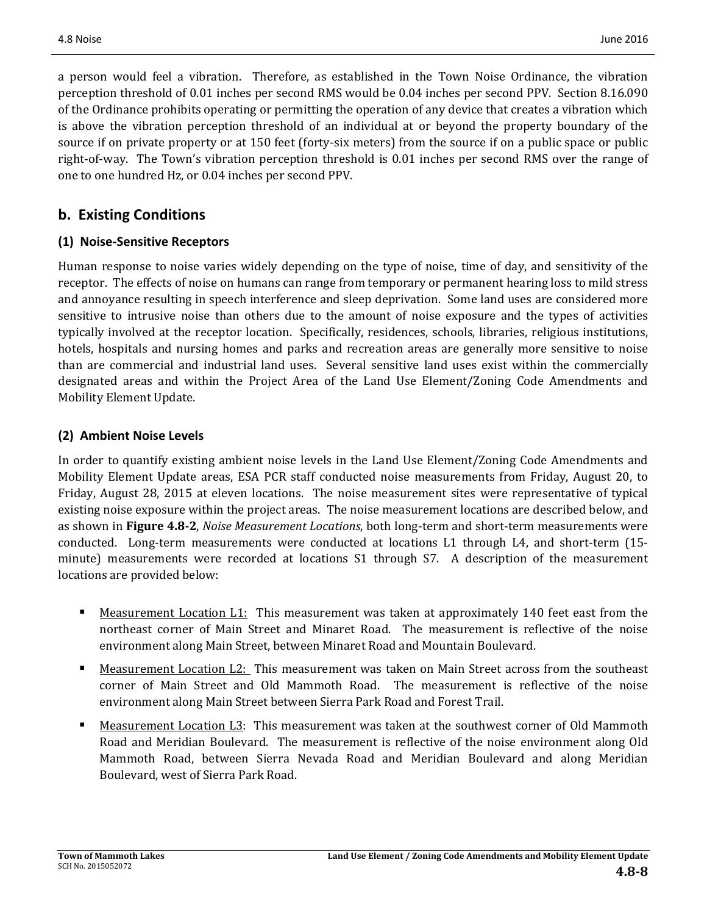a person would feel a vibration. Therefore, as established in the Town Noise Ordinance, the vibration perception threshold of 0.01 inches per second RMS would be 0.04 inches per second PPV. Section 8.16.090 of the Ordinance prohibits operating or permitting the operation of any device that creates a vibration which is above the vibration perception threshold of an individual at or beyond the property boundary of the source if on private property or at 150 feet (forty-six meters) from the source if on a public space or public right-of-way. The Town's vibration perception threshold is 0.01 inches per second RMS over the range of one to one hundred Hz, or 0.04 inches per second PPV.

## b. Existing Conditions

### (1) Noise-Sensitive Receptors

Human response to noise varies widely depending on the type of noise, time of day, and sensitivity of the receptor. The effects of noise on humans can range from temporary or permanent hearing loss to mild stress and annoyance resulting in speech interference and sleep deprivation. Some land uses are considered more sensitive to intrusive noise than others due to the amount of noise exposure and the types of activities typically involved at the receptor location. Specifically, residences, schools, libraries, religious institutions, hotels, hospitals and nursing homes and parks and recreation areas are generally more sensitive to noise than are commercial and industrial land uses. Several sensitive land uses exist within the commercially designated areas and within the Project Area of the Land Use Element/Zoning Code Amendments and Mobility Element Update.

### (2) Ambient Noise Levels

In order to quantify existing ambient noise levels in the Land Use Element/Zoning Code Amendments and Mobility Element Update areas, ESA PCR staff conducted noise measurements from Friday, August 20, to Friday, August 28, 2015 at eleven locations. The noise measurement sites were representative of typical existing noise exposure within the project areas. The noise measurement locations are described below, and as shown in **Figure 4.8-2**, *Noise Measurement Locations*, both long-term and short-term measurements were conducted. Long-term measurements were conducted at locations L1 through L4, and short-term (15-minute) measurements were recorded at locations S1 through S7. A description of the measurement locations are provided below:

- Measurement Location L1: This measurement was taken at approximately 140 feet east from the northeast corner of Main Street and Minaret Road. The measurement is reflective of the noise environment along Main Street, between Minaret Road and Mountain Boulevard.
- Measurement Location L2: This measurement was taken on Main Street across from the southeast corner of Main Street and Old Mammoth Road. The measurement is reflective of the noise environment along Main Street between Sierra Park Road and Forest Trail.
- Measurement Location L3: This measurement was taken at the southwest corner of Old Mammoth Road and Meridian Boulevard. The measurement is reflective of the noise environment along Old Mammoth Road, between Sierra Nevada Road and Meridian Boulevard and along Meridian Boulevard, west of Sierra Park Road.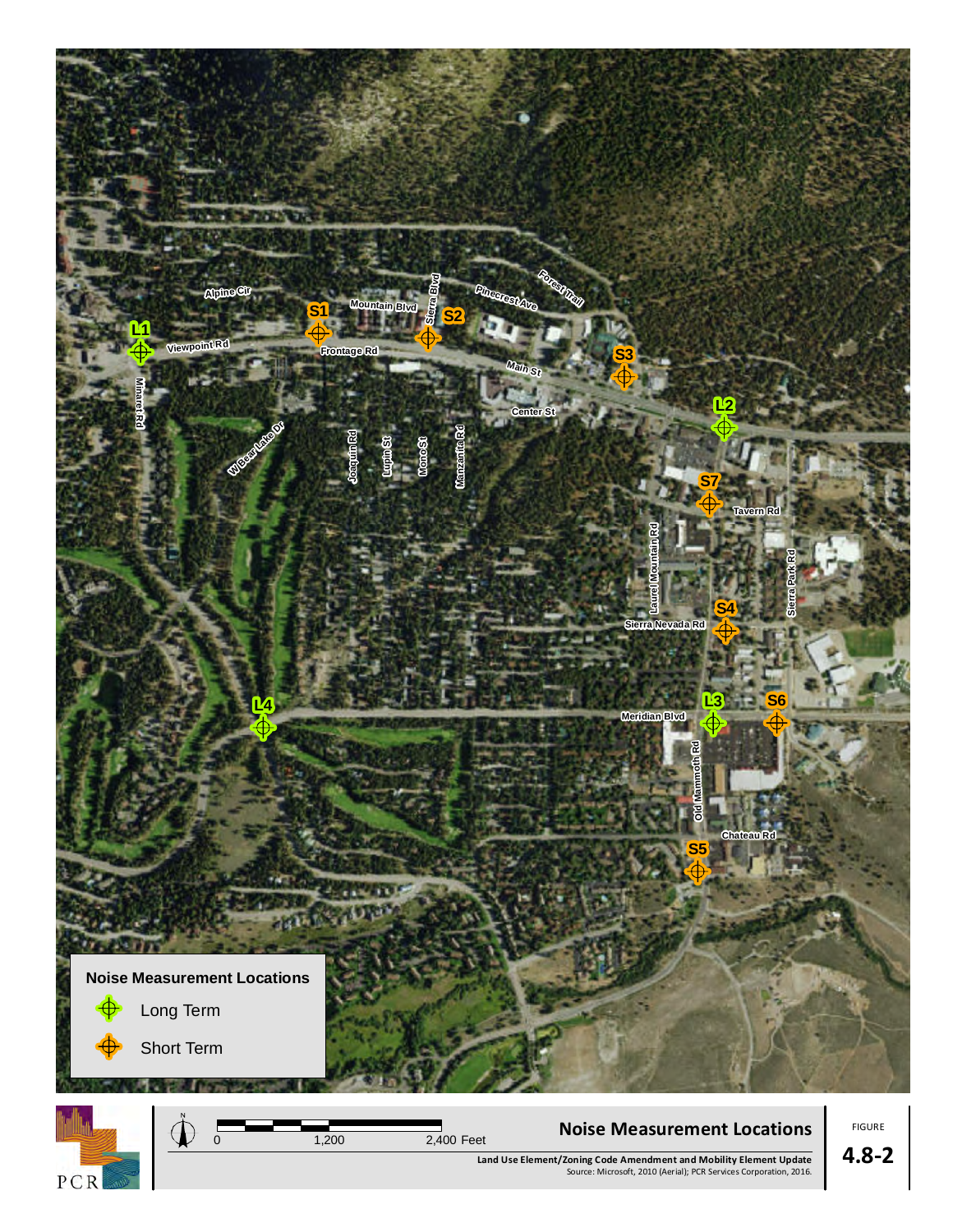Noise Measurement Locations

Long Term

Short Term

0 1,200 2,400 Feet

**Noise Measurement Locations**

Land Use Element/Zoning Code Amendment and Mobility Element Update

Source: Microsoft, 2010 (Aerial); PCR Services Corporation, 2016.

FIGURE

**4.8-2**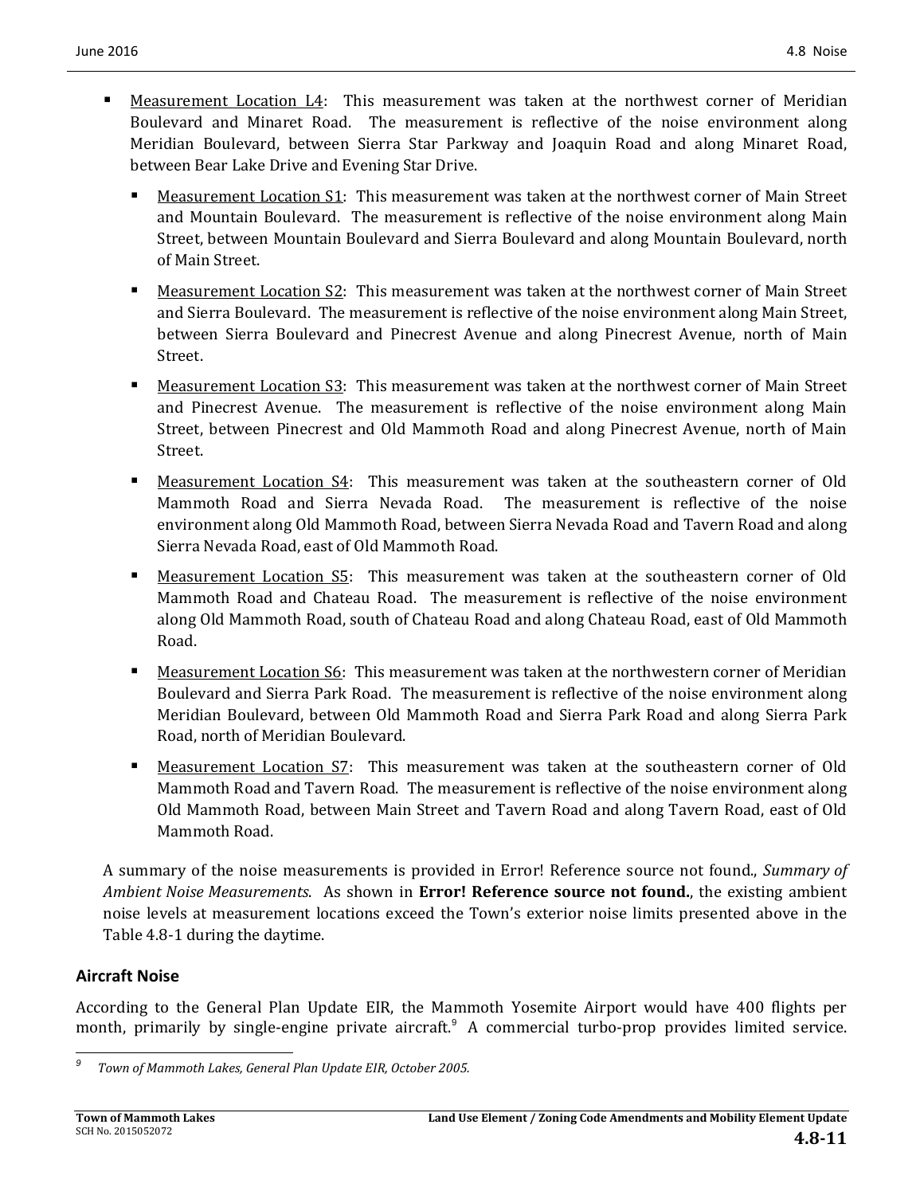- Measurement Location L4: This measurement was taken at the northwest corner of Meridian Boulevard and Minaret Road. The measurement is reflective of the noise environment along Meridian Boulevard, between Sierra Star Parkway and Joaquin Road and along Minaret Road, between Bear Lake Drive and Evening Star Drive.
  - Measurement Location S1: This measurement was taken at the northwest corner of Main Street and Mountain Boulevard. The measurement is reflective of the noise environment along Main Street, between Mountain Boulevard and Sierra Boulevard and along Mountain Boulevard, north of Main Street.
  - Measurement Location S2: This measurement was taken at the northwest corner of Main Street and Sierra Boulevard. The measurement is reflective of the noise environment along Main Street, between Sierra Boulevard and Pinecrest Avenue and along Pinecrest Avenue, north of Main Street.
  - Measurement Location S3: This measurement was taken at the northwest corner of Main Street and Pinecrest Avenue. The measurement is reflective of the noise environment along Main Street, between Pinecrest and Old Mammoth Road and along Pinecrest Avenue, north of Main Street.
  - Measurement Location S4: This measurement was taken at the southeastern corner of Old Mammoth Road and Sierra Nevada Road. The measurement is reflective of the noise environment along Old Mammoth Road, between Sierra Nevada Road and Tavern Road and along Sierra Nevada Road, east of Old Mammoth Road.
  - Measurement Location S5: This measurement was taken at the southeastern corner of Old Mammoth Road and Chateau Road. The measurement is reflective of the noise environment along Old Mammoth Road, south of Chateau Road and along Chateau Road, east of Old Mammoth Road.
  - Measurement Location S6: This measurement was taken at the northwestern corner of Meridian Boulevard and Sierra Park Road. The measurement is reflective of the noise environment along Meridian Boulevard, between Old Mammoth Road and Sierra Park Road and along Sierra Park Road, north of Meridian Boulevard.
  - Measurement Location S7: This measurement was taken at the southeastern corner of Old Mammoth Road and Tavern Road. The measurement is reflective of the noise environment along Old Mammoth Road, between Main Street and Tavern Road and along Tavern Road, east of Old Mammoth Road.

A summary of the noise measurements is provided in Error! Reference source not found., *Summary of Ambient Noise Measurements*. As shown in **Error! Reference source not found.**, the existing ambient noise levels at measurement locations exceed the Town's exterior noise limits presented above in the Table 4.8-1 during the daytime.

## Aircraft Noise

According to the General Plan Update EIR, the Mammoth Yosemite Airport would have 400 flights per month, primarily by single-engine private aircraft.[9] A commercial turbo-prop provides limited service.

---

[9] *Town of Mammoth Lakes, General Plan Update EIR, October 2005.*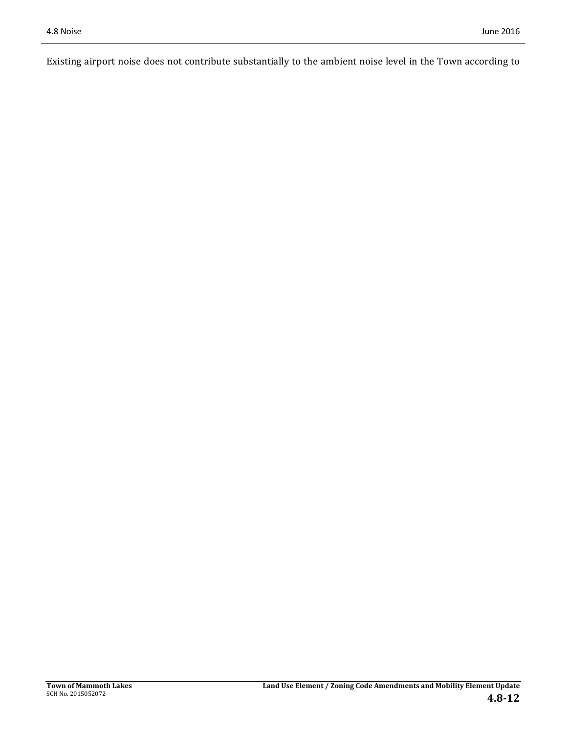Existing airport noise does not contribute substantially to the ambient noise level in the Town according to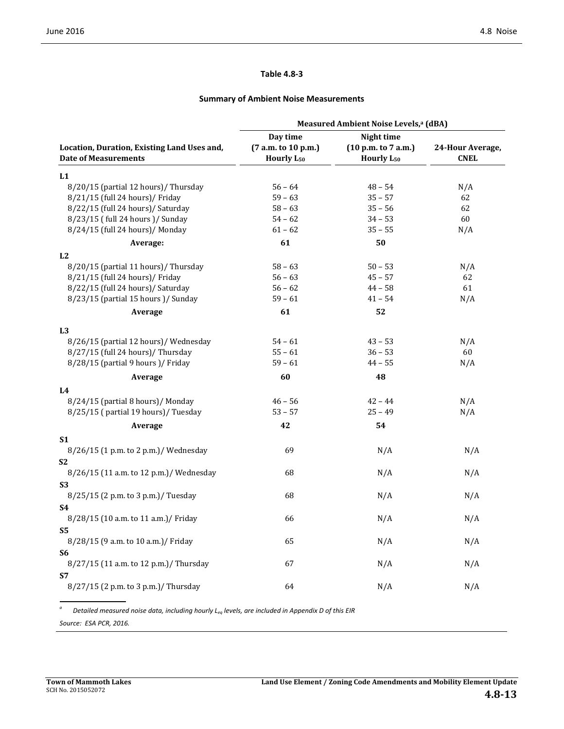**Table 4.8-3**

**Summary of Ambient Noise Measurements**

| Location, Duration, Existing Land Uses and, Date of Measurements | Measured Ambient Noise Levels,[a] (dBA) | | |
|---|---|---|---|
| | Day time (7 a.m. to 10 p.m.) Hourly $L_{50}$ | Night time (10 p.m. to 7 a.m.) Hourly $L_{50}$ | 24-Hour Average, CNEL |
| **L1** | | | |
| 8/20/15 (partial 12 hours)/ Thursday | 56 – 64 | 48 – 54 | N/A |
| 8/21/15 (full 24 hours)/ Friday | 59 – 63 | 35 – 57 | 62 |
| 8/22/15 (full 24 hours)/ Saturday | 58 – 63 | 35 – 56 | 62 |
| 8/23/15 ( full 24 hours )/ Sunday | 54 – 62 | 34 – 53 | 60 |
| 8/24/15 (full 24 hours)/ Monday | 61 – 62 | 35 – 55 | N/A |
| **Average:** | **61** | **50** | |
| **L2** | | | |
| 8/20/15 (partial 11 hours)/ Thursday | 58 – 63 | 50 – 53 | N/A |
| 8/21/15 (full 24 hours)/ Friday | 56 – 63 | 45 – 57 | 62 |
| 8/22/15 (full 24 hours)/ Saturday | 56 – 62 | 44 – 58 | 61 |
| 8/23/15 (partial 15 hours )/ Sunday | 59 – 61 | 41 – 54 | N/A |
| **Average** | **61** | **52** | |
| **L3** | | | |
| 8/26/15 (partial 12 hours)/ Wednesday | 54 – 61 | 43 – 53 | N/A |
| 8/27/15 (full 24 hours)/ Thursday | 55 – 61 | 36 – 53 | 60 |
| 8/28/15 (partial 9 hours )/ Friday | 59 – 61 | 44 – 55 | N/A |
| **Average** | **60** | **48** | |
| **L4** | | | |
| 8/24/15 (partial 8 hours)/ Monday | 46 – 56 | 42 – 44 | N/A |
| 8/25/15 ( partial 19 hours)/ Tuesday | 53 – 57 | 25 – 49 | N/A |
| **Average** | **42** | **54** | |
| **S1** | | | |
| 8/26/15 (1 p.m. to 2 p.m.)/ Wednesday | 69 | N/A | N/A |
| **S2** | | | |
| 8/26/15 (11 a.m. to 12 p.m.)/ Wednesday | 68 | N/A | N/A |
| **S3** | | | |
| 8/25/15 (2 p.m. to 3 p.m.)/ Tuesday | 68 | N/A | N/A |
| **S4** | | | |
| 8/28/15 (10 a.m. to 11 a.m.)/ Friday | 66 | N/A | N/A |
| **S5** | | | |
| 8/28/15 (9 a.m. to 10 a.m.)/ Friday | 65 | N/A | N/A |
| **S6** | | | |
| 8/27/15 (11 a.m. to 12 p.m.)/ Thursday | 67 | N/A | N/A |
| **S7** | | | |
| 8/27/15 (2 p.m. to 3 p.m.)/ Thursday | 64 | N/A | N/A |

[a] *Detailed measured noise data, including hourly $L_{eq}$ levels, are included in Appendix D of this EIR*

*Source: ESA PCR, 2016.*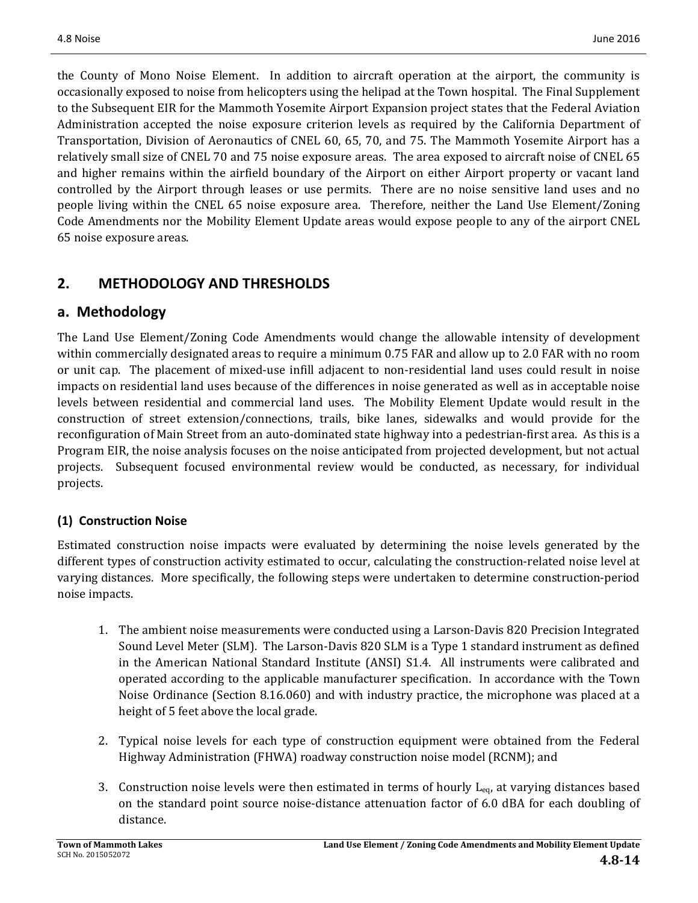the County of Mono Noise Element. In addition to aircraft operation at the airport, the community is occasionally exposed to noise from helicopters using the helipad at the Town hospital. The Final Supplement to the Subsequent EIR for the Mammoth Yosemite Airport Expansion project states that the Federal Aviation Administration accepted the noise exposure criterion levels as required by the California Department of Transportation, Division of Aeronautics of CNEL 60, 65, 70, and 75. The Mammoth Yosemite Airport has a relatively small size of CNEL 70 and 75 noise exposure areas. The area exposed to aircraft noise of CNEL 65 and higher remains within the airfield boundary of the Airport on either Airport property or vacant land controlled by the Airport through leases or use permits. There are no noise sensitive land uses and no people living within the CNEL 65 noise exposure area. Therefore, neither the Land Use Element/Zoning Code Amendments nor the Mobility Element Update areas would expose people to any of the airport CNEL 65 noise exposure areas.

## 2. METHODOLOGY AND THRESHOLDS

### a. Methodology

The Land Use Element/Zoning Code Amendments would change the allowable intensity of development within commercially designated areas to require a minimum 0.75 FAR and allow up to 2.0 FAR with no room or unit cap. The placement of mixed-use infill adjacent to non-residential land uses could result in noise impacts on residential land uses because of the differences in noise generated as well as in acceptable noise levels between residential and commercial land uses. The Mobility Element Update would result in the construction of street extension/connections, trails, bike lanes, sidewalks and would provide for the reconfiguration of Main Street from an auto-dominated state highway into a pedestrian-first area. As this is a Program EIR, the noise analysis focuses on the noise anticipated from projected development, but not actual projects. Subsequent focused environmental review would be conducted, as necessary, for individual projects.

#### (1) Construction Noise

Estimated construction noise impacts were evaluated by determining the noise levels generated by the different types of construction activity estimated to occur, calculating the construction-related noise level at varying distances. More specifically, the following steps were undertaken to determine construction-period noise impacts.

1. The ambient noise measurements were conducted using a Larson-Davis 820 Precision Integrated Sound Level Meter (SLM). The Larson-Davis 820 SLM is a Type 1 standard instrument as defined in the American National Standard Institute (ANSI) S1.4. All instruments were calibrated and operated according to the applicable manufacturer specification. In accordance with the Town Noise Ordinance (Section 8.16.060) and with industry practice, the microphone was placed at a height of 5 feet above the local grade.

2. Typical noise levels for each type of construction equipment were obtained from the Federal Highway Administration (FHWA) roadway construction noise model (RCNM); and

3. Construction noise levels were then estimated in terms of hourly $L_{eq}$, at varying distances based on the standard point source noise-distance attenuation factor of 6.0 dBA for each doubling of distance.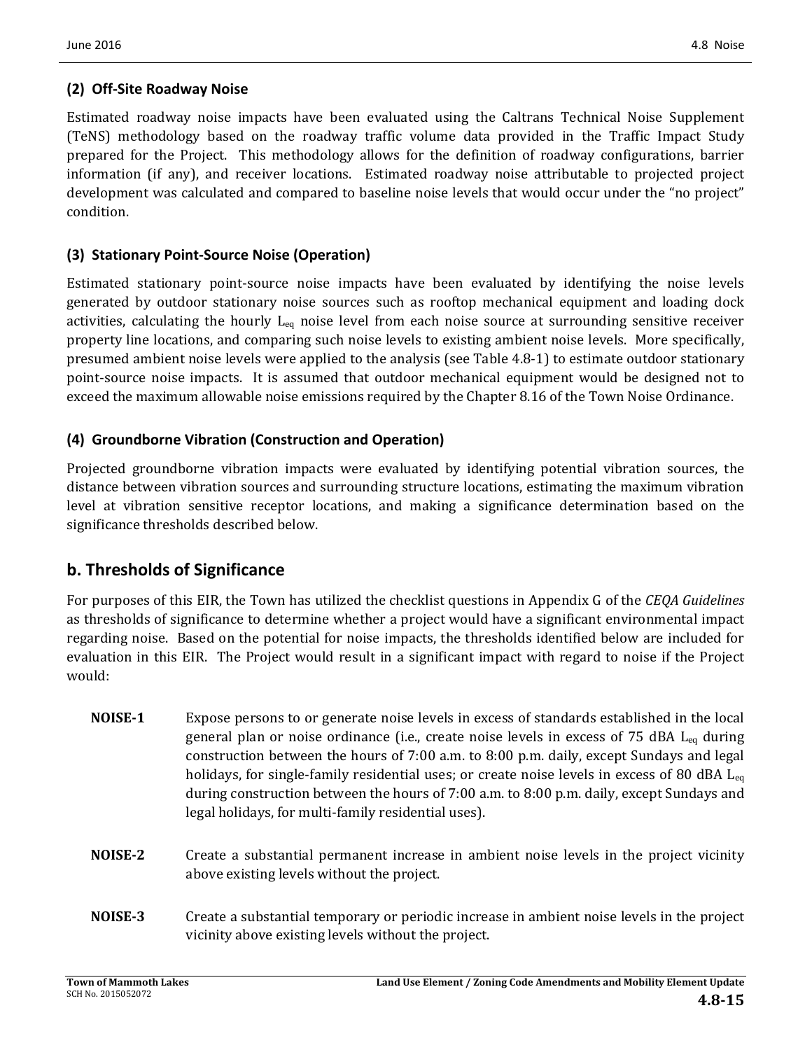### (2) Off-Site Roadway Noise

Estimated roadway noise impacts have been evaluated using the Caltrans Technical Noise Supplement (TeNS) methodology based on the roadway traffic volume data provided in the Traffic Impact Study prepared for the Project. This methodology allows for the definition of roadway configurations, barrier information (if any), and receiver locations. Estimated roadway noise attributable to projected project development was calculated and compared to baseline noise levels that would occur under the "no project" condition.

### (3) Stationary Point-Source Noise (Operation)

Estimated stationary point-source noise impacts have been evaluated by identifying the noise levels generated by outdoor stationary noise sources such as rooftop mechanical equipment and loading dock activities, calculating the hourly $L_{eq}$ noise level from each noise source at surrounding sensitive receiver property line locations, and comparing such noise levels to existing ambient noise levels. More specifically, presumed ambient noise levels were applied to the analysis (see Table 4.8-1) to estimate outdoor stationary point-source noise impacts. It is assumed that outdoor mechanical equipment would be designed not to exceed the maximum allowable noise emissions required by the Chapter 8.16 of the Town Noise Ordinance.

### (4) Groundborne Vibration (Construction and Operation)

Projected groundborne vibration impacts were evaluated by identifying potential vibration sources, the distance between vibration sources and surrounding structure locations, estimating the maximum vibration level at vibration sensitive receptor locations, and making a significance determination based on the significance thresholds described below.

## b. Thresholds of Significance

For purposes of this EIR, the Town has utilized the checklist questions in Appendix G of the *CEQA Guidelines* as thresholds of significance to determine whether a project would have a significant environmental impact regarding noise. Based on the potential for noise impacts, the thresholds identified below are included for evaluation in this EIR. The Project would result in a significant impact with regard to noise if the Project would:

**NOISE-1** Expose persons to or generate noise levels in excess of standards established in the local general plan or noise ordinance (i.e., create noise levels in excess of 75 dBA $L_{eq}$ during construction between the hours of 7:00 a.m. to 8:00 p.m. daily, except Sundays and legal holidays, for single-family residential uses; or create noise levels in excess of 80 dBA $L_{eq}$ during construction between the hours of 7:00 a.m. to 8:00 p.m. daily, except Sundays and legal holidays, for multi-family residential uses).

**NOISE-2** Create a substantial permanent increase in ambient noise levels in the project vicinity above existing levels without the project.

**NOISE-3** Create a substantial temporary or periodic increase in ambient noise levels in the project vicinity above existing levels without the project.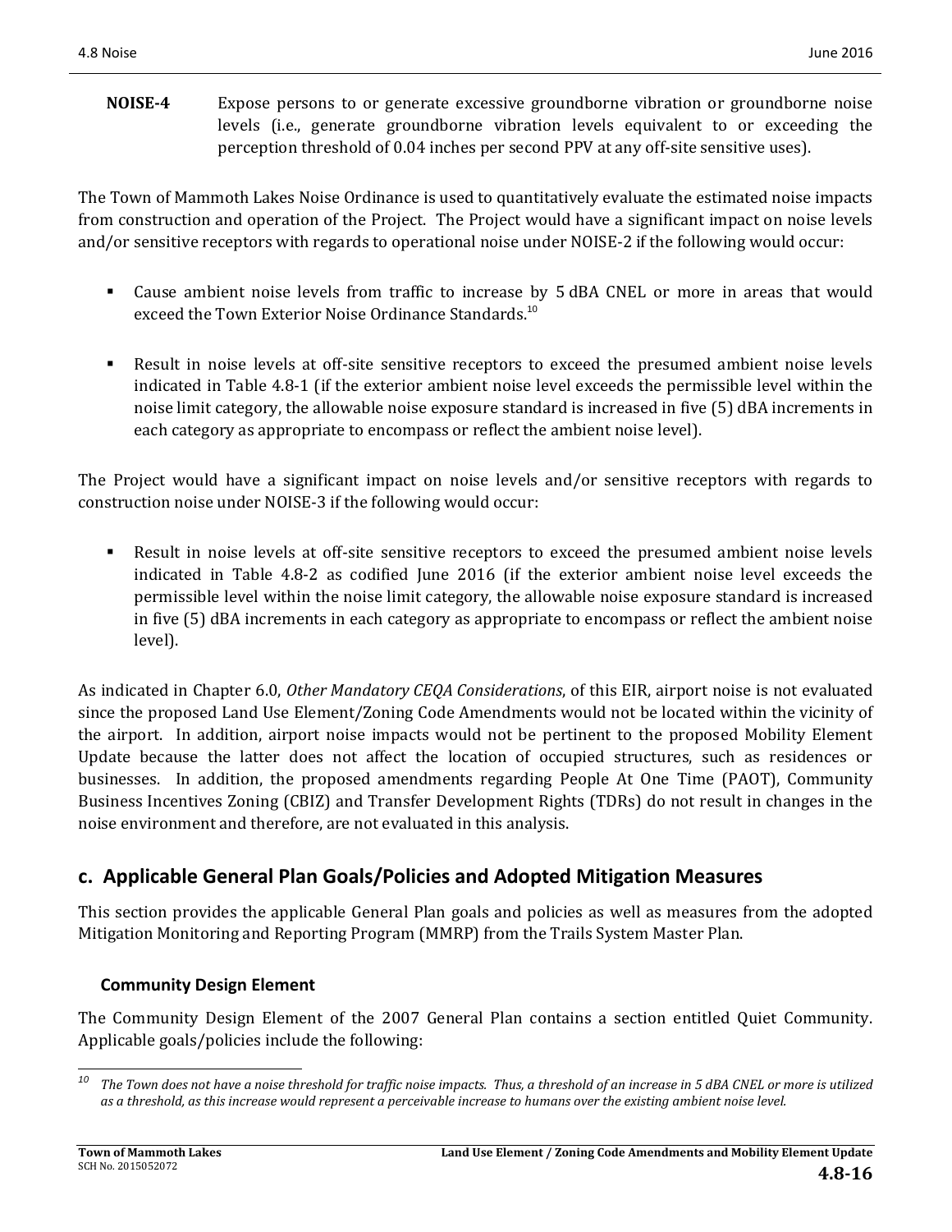**NOISE-4** Expose persons to or generate excessive groundborne vibration or groundborne noise levels (i.e., generate groundborne vibration levels equivalent to or exceeding the perception threshold of 0.04 inches per second PPV at any off-site sensitive uses).

The Town of Mammoth Lakes Noise Ordinance is used to quantitatively evaluate the estimated noise impacts from construction and operation of the Project. The Project would have a significant impact on noise levels and/or sensitive receptors with regards to operational noise under NOISE-2 if the following would occur:

- Cause ambient noise levels from traffic to increase by 5 dBA CNEL or more in areas that would exceed the Town Exterior Noise Ordinance Standards.[10]

- Result in noise levels at off-site sensitive receptors to exceed the presumed ambient noise levels indicated in Table 4.8-1 (if the exterior ambient noise level exceeds the permissible level within the noise limit category, the allowable noise exposure standard is increased in five (5) dBA increments in each category as appropriate to encompass or reflect the ambient noise level).

The Project would have a significant impact on noise levels and/or sensitive receptors with regards to construction noise under NOISE-3 if the following would occur:

- Result in noise levels at off-site sensitive receptors to exceed the presumed ambient noise levels indicated in Table 4.8-2 as codified June 2016 (if the exterior ambient noise level exceeds the permissible level within the noise limit category, the allowable noise exposure standard is increased in five (5) dBA increments in each category as appropriate to encompass or reflect the ambient noise level).

As indicated in Chapter 6.0, *Other Mandatory CEQA Considerations*, of this EIR, airport noise is not evaluated since the proposed Land Use Element/Zoning Code Amendments would not be located within the vicinity of the airport. In addition, airport noise impacts would not be pertinent to the proposed Mobility Element Update because the latter does not affect the location of occupied structures, such as residences or businesses. In addition, the proposed amendments regarding People At One Time (PAOT), Community Business Incentives Zoning (CBIZ) and Transfer Development Rights (TDRs) do not result in changes in the noise environment and therefore, are not evaluated in this analysis.

## c. Applicable General Plan Goals/Policies and Adopted Mitigation Measures

This section provides the applicable General Plan goals and policies as well as measures from the adopted Mitigation Monitoring and Reporting Program (MMRP) from the Trails System Master Plan.

### Community Design Element

The Community Design Element of the 2007 General Plan contains a section entitled Quiet Community. Applicable goals/policies include the following:

---

[10] *The Town does not have a noise threshold for traffic noise impacts. Thus, a threshold of an increase in 5 dBA CNEL or more is utilized as a threshold, as this increase would represent a perceivable increase to humans over the existing ambient noise level.*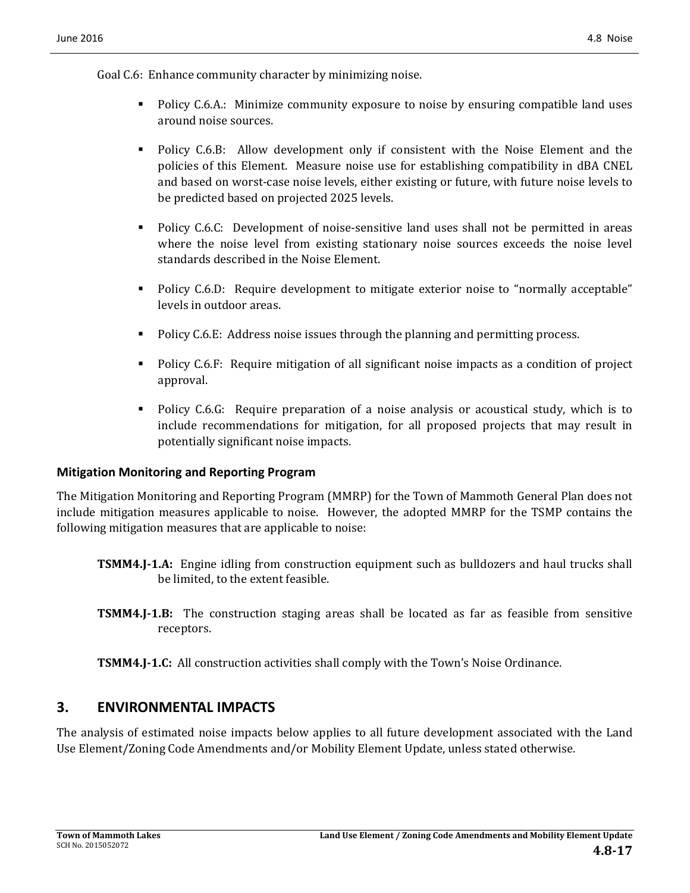Goal C.6: Enhance community character by minimizing noise.

- Policy C.6.A.: Minimize community exposure to noise by ensuring compatible land uses around noise sources.

- Policy C.6.B: Allow development only if consistent with the Noise Element and the policies of this Element. Measure noise use for establishing compatibility in dBA CNEL and based on worst-case noise levels, either existing or future, with future noise levels to be predicted based on projected 2025 levels.

- Policy C.6.C: Development of noise-sensitive land uses shall not be permitted in areas where the noise level from existing stationary noise sources exceeds the noise level standards described in the Noise Element.

- Policy C.6.D: Require development to mitigate exterior noise to "normally acceptable" levels in outdoor areas.

- Policy C.6.E: Address noise issues through the planning and permitting process.

- Policy C.6.F: Require mitigation of all significant noise impacts as a condition of project approval.

- Policy C.6.G: Require preparation of a noise analysis or acoustical study, which is to include recommendations for mitigation, for all proposed projects that may result in potentially significant noise impacts.

### Mitigation Monitoring and Reporting Program

The Mitigation Monitoring and Reporting Program (MMRP) for the Town of Mammoth General Plan does not include mitigation measures applicable to noise. However, the adopted MMRP for the TSMP contains the following mitigation measures that are applicable to noise:

**TSMM4.J-1.A:** Engine idling from construction equipment such as bulldozers and haul trucks shall be limited, to the extent feasible.

**TSMM4.J-1.B:** The construction staging areas shall be located as far as feasible from sensitive receptors.

**TSMM4.J-1.C:** All construction activities shall comply with the Town's Noise Ordinance.

## 3. ENVIRONMENTAL IMPACTS

The analysis of estimated noise impacts below applies to all future development associated with the Land Use Element/Zoning Code Amendments and/or Mobility Element Update, unless stated otherwise.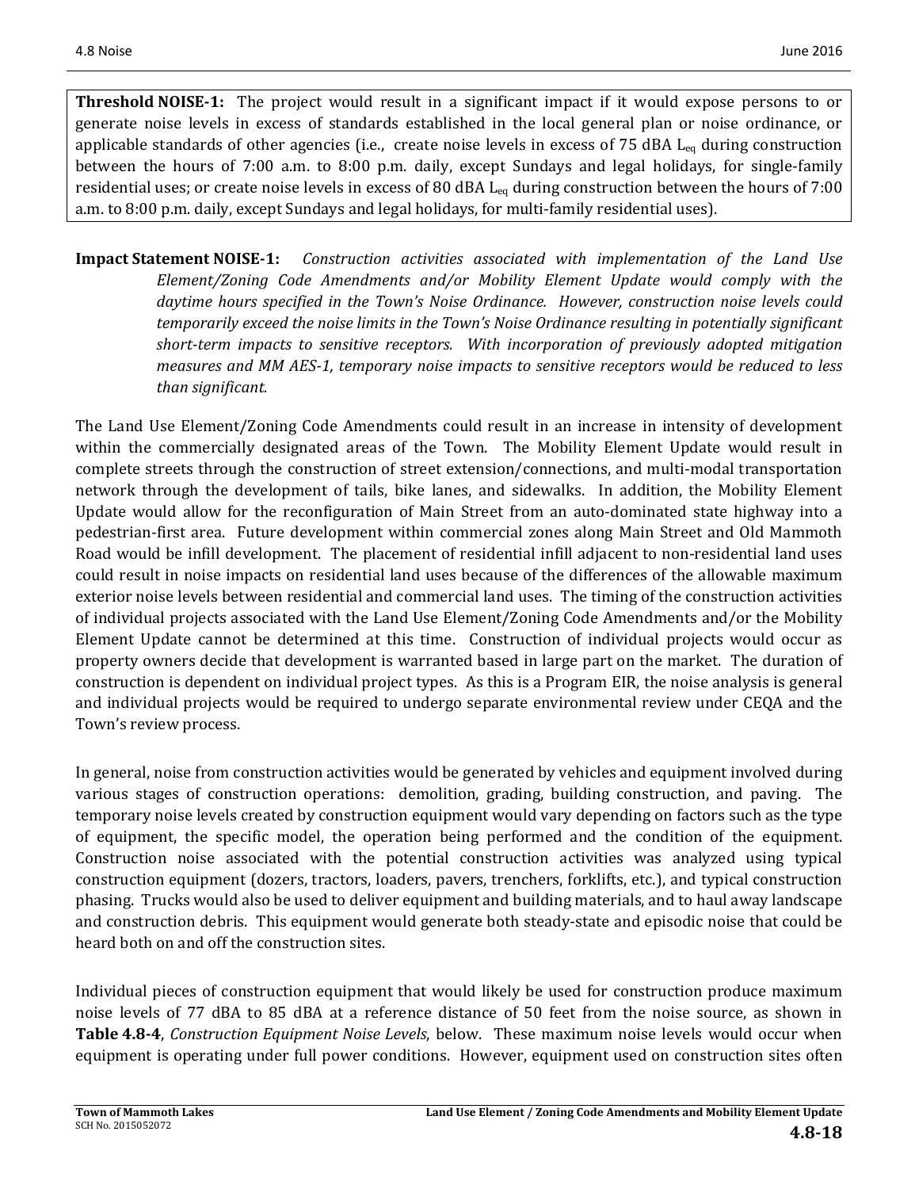**Threshold NOISE-1:** The project would result in a significant impact if it would expose persons to or generate noise levels in excess of standards established in the local general plan or noise ordinance, or applicable standards of other agencies (i.e., create noise levels in excess of 75 dBA $L_{eq}$ during construction between the hours of 7:00 a.m. to 8:00 p.m. daily, except Sundays and legal holidays, for single-family residential uses; or create noise levels in excess of 80 dBA $L_{eq}$ during construction between the hours of 7:00 a.m. to 8:00 p.m. daily, except Sundays and legal holidays, for multi-family residential uses).

**Impact Statement NOISE-1:** *Construction activities associated with implementation of the Land Use Element/Zoning Code Amendments and/or Mobility Element Update would comply with the daytime hours specified in the Town's Noise Ordinance. However, construction noise levels could temporarily exceed the noise limits in the Town's Noise Ordinance resulting in potentially significant short-term impacts to sensitive receptors. With incorporation of previously adopted mitigation measures and MM AES-1, temporary noise impacts to sensitive receptors would be reduced to less than significant.*

The Land Use Element/Zoning Code Amendments could result in an increase in intensity of development within the commercially designated areas of the Town. The Mobility Element Update would result in complete streets through the construction of street extension/connections, and multi-modal transportation network through the development of tails, bike lanes, and sidewalks. In addition, the Mobility Element Update would allow for the reconfiguration of Main Street from an auto-dominated state highway into a pedestrian-first area. Future development within commercial zones along Main Street and Old Mammoth Road would be infill development. The placement of residential infill adjacent to non-residential land uses could result in noise impacts on residential land uses because of the differences of the allowable maximum exterior noise levels between residential and commercial land uses. The timing of the construction activities of individual projects associated with the Land Use Element/Zoning Code Amendments and/or the Mobility Element Update cannot be determined at this time. Construction of individual projects would occur as property owners decide that development is warranted based in large part on the market. The duration of construction is dependent on individual project types. As this is a Program EIR, the noise analysis is general and individual projects would be required to undergo separate environmental review under CEQA and the Town's review process.

In general, noise from construction activities would be generated by vehicles and equipment involved during various stages of construction operations: demolition, grading, building construction, and paving. The temporary noise levels created by construction equipment would vary depending on factors such as the type of equipment, the specific model, the operation being performed and the condition of the equipment. Construction noise associated with the potential construction activities was analyzed using typical construction equipment (dozers, tractors, loaders, pavers, trenchers, forklifts, etc.), and typical construction phasing. Trucks would also be used to deliver equipment and building materials, and to haul away landscape and construction debris. This equipment would generate both steady-state and episodic noise that could be heard both on and off the construction sites.

Individual pieces of construction equipment that would likely be used for construction produce maximum noise levels of 77 dBA to 85 dBA at a reference distance of 50 feet from the noise source, as shown in **Table 4.8-4**, *Construction Equipment Noise Levels*, below. These maximum noise levels would occur when equipment is operating under full power conditions. However, equipment used on construction sites often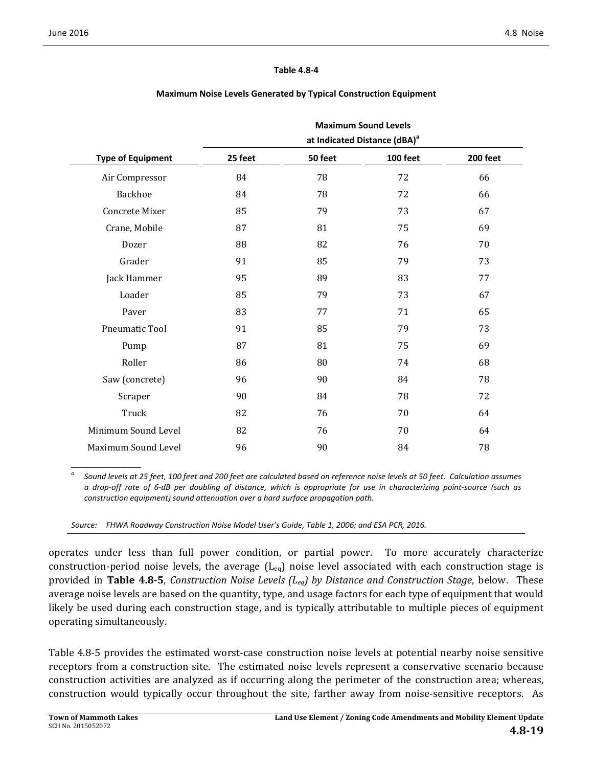**Table 4.8-4**

**Maximum Noise Levels Generated by Typical Construction Equipment**

| Type of Equipment | Maximum Sound Levels at Indicated Distance (dBA)[a] | | | |
|---|---|---|---|---|
| | 25 feet | 50 feet | 100 feet | 200 feet |
| Air Compressor | 84 | 78 | 72 | 66 |
| Backhoe | 84 | 78 | 72 | 66 |
| Concrete Mixer | 85 | 79 | 73 | 67 |
| Crane, Mobile | 87 | 81 | 75 | 69 |
| Dozer | 88 | 82 | 76 | 70 |
| Grader | 91 | 85 | 79 | 73 |
| Jack Hammer | 95 | 89 | 83 | 77 |
| Loader | 85 | 79 | 73 | 67 |
| Paver | 83 | 77 | 71 | 65 |
| Pneumatic Tool | 91 | 85 | 79 | 73 |
| Pump | 87 | 81 | 75 | 69 |
| Roller | 86 | 80 | 74 | 68 |
| Saw (concrete) | 96 | 90 | 84 | 78 |
| Scraper | 90 | 84 | 78 | 72 |
| Truck | 82 | 76 | 70 | 64 |
| Minimum Sound Level | 82 | 76 | 70 | 64 |
| Maximum Sound Level | 96 | 90 | 84 | 78 |

[a] *Sound levels at 25 feet, 100 feet and 200 feet are calculated based on reference noise levels at 50 feet. Calculation assumes a drop-off rate of 6-dB per doubling of distance, which is appropriate for use in characterizing point-source (such as construction equipment) sound attenuation over a hard surface propagation path.*

*Source: FHWA Roadway Construction Noise Model User's Guide, Table 1, 2006; and ESA PCR, 2016.*

operates under less than full power condition, or partial power. To more accurately characterize construction-period noise levels, the average ($L_{eq}$) noise level associated with each construction stage is provided in **Table 4.8-5**, *Construction Noise Levels ($L_{eq}$) by Distance and Construction Stage*, below. These average noise levels are based on the quantity, type, and usage factors for each type of equipment that would likely be used during each construction stage, and is typically attributable to multiple pieces of equipment operating simultaneously.

Table 4.8-5 provides the estimated worst-case construction noise levels at potential nearby noise sensitive receptors from a construction site. The estimated noise levels represent a conservative scenario because construction activities are analyzed as if occurring along the perimeter of the construction area; whereas, construction would typically occur throughout the site, farther away from noise-sensitive receptors. As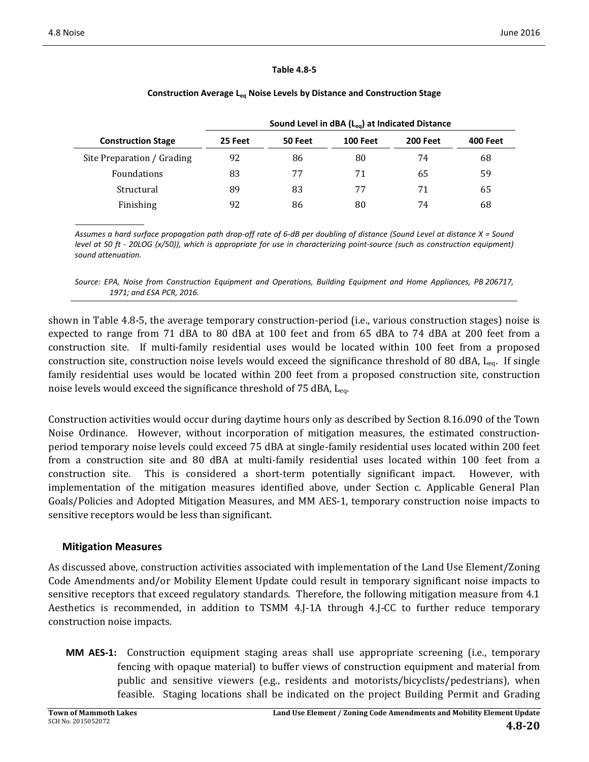**Table 4.8-5**

**Construction Average $L_{eq}$ Noise Levels by Distance and Construction Stage**

| Construction Stage | Sound Level in dBA ($L_{eq}$) at Indicated Distance | | | | |
|---|---|---|---|---|---|
| | **25 Feet** | **50 Feet** | **100 Feet** | **200 Feet** | **400 Feet** |
| Site Preparation / Grading | 92 | 86 | 80 | 74 | 68 |
| Foundations | 83 | 77 | 71 | 65 | 59 |
| Structural | 89 | 83 | 77 | 71 | 65 |
| Finishing | 92 | 86 | 80 | 74 | 68 |

*Assumes a hard surface propagation path drop-off rate of 6-dB per doubling of distance (Sound Level at distance X = Sound level at 50 ft - 20LOG (x/50)), which is appropriate for use in characterizing point-source (such as construction equipment) sound attenuation.*

*Source: EPA, Noise from Construction Equipment and Operations, Building Equipment and Home Appliances, PB 206717, 1971; and ESA PCR, 2016.*

shown in Table 4.8-5, the average temporary construction-period (i.e., various construction stages) noise is expected to range from 71 dBA to 80 dBA at 100 feet and from 65 dBA to 74 dBA at 200 feet from a construction site. If multi-family residential uses would be located within 100 feet from a proposed construction site, construction noise levels would exceed the significance threshold of 80 dBA, $L_{eq}$. If single family residential uses would be located within 200 feet from a proposed construction site, construction noise levels would exceed the significance threshold of 75 dBA, $L_{eq}$.

Construction activities would occur during daytime hours only as described by Section 8.16.090 of the Town Noise Ordinance. However, without incorporation of mitigation measures, the estimated construction-period temporary noise levels could exceed 75 dBA at single-family residential uses located within 200 feet from a construction site and 80 dBA at multi-family residential uses located within 100 feet from a construction site. This is considered a short-term potentially significant impact. However, with implementation of the mitigation measures identified above, under Section c. Applicable General Plan Goals/Policies and Adopted Mitigation Measures, and MM AES-1, temporary construction noise impacts to sensitive receptors would be less than significant.

## Mitigation Measures

As discussed above, construction activities associated with implementation of the Land Use Element/Zoning Code Amendments and/or Mobility Element Update could result in temporary significant noise impacts to sensitive receptors that exceed regulatory standards. Therefore, the following mitigation measure from 4.1 Aesthetics is recommended, in addition to TSMM 4.J-1A through 4.J-CC to further reduce temporary construction noise impacts.

**MM AES-1:** Construction equipment staging areas shall use appropriate screening (i.e., temporary fencing with opaque material) to buffer views of construction equipment and material from public and sensitive viewers (e.g., residents and motorists/bicyclists/pedestrians), when feasible. Staging locations shall be indicated on the project Building Permit and Grading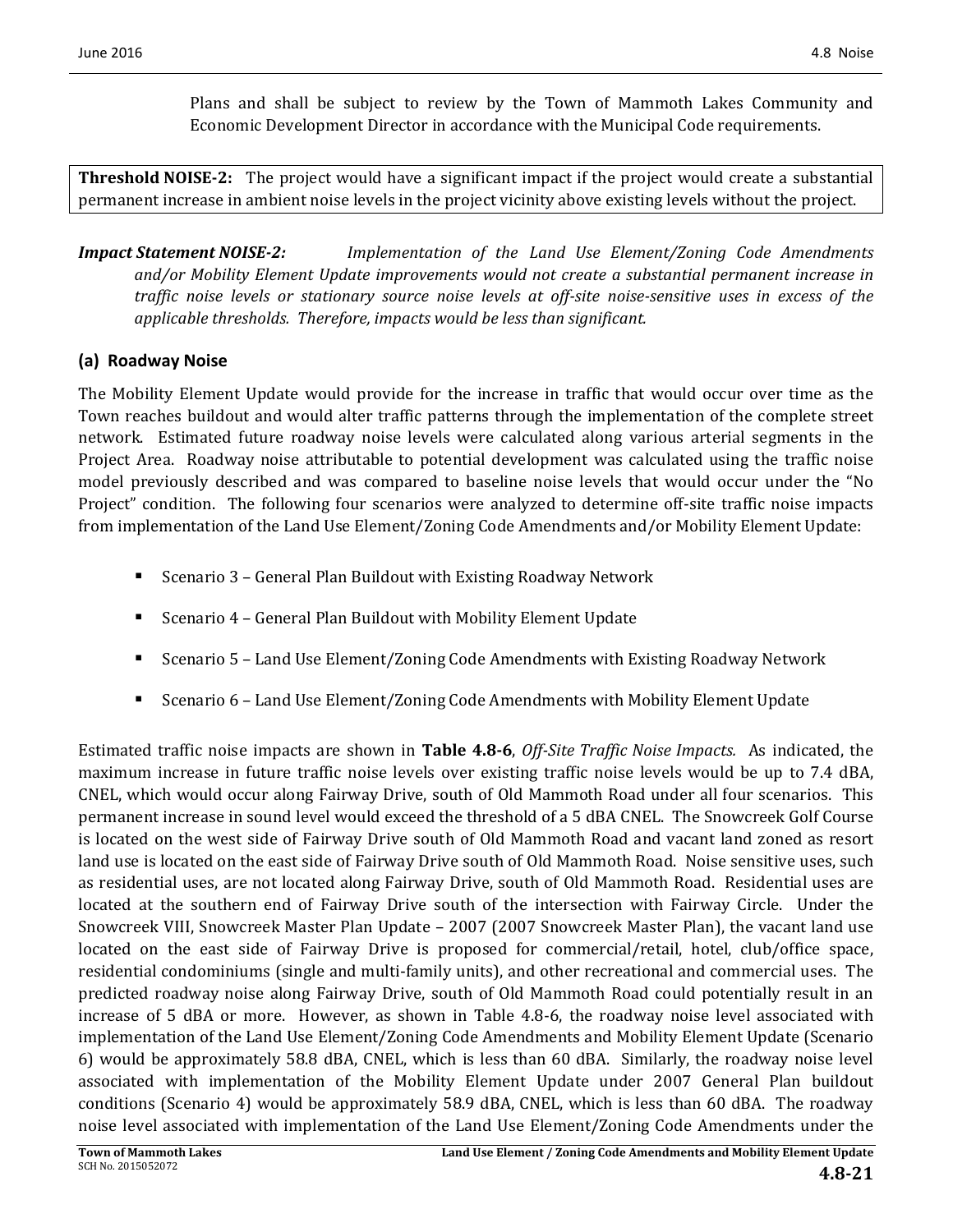Plans and shall be subject to review by the Town of Mammoth Lakes Community and Economic Development Director in accordance with the Municipal Code requirements.

**Threshold NOISE-2:** The project would have a significant impact if the project would create a substantial permanent increase in ambient noise levels in the project vicinity above existing levels without the project.

***Impact Statement NOISE-2:*** *Implementation of the Land Use Element/Zoning Code Amendments and/or Mobility Element Update improvements would not create a substantial permanent increase in traffic noise levels or stationary source noise levels at off-site noise-sensitive uses in excess of the applicable thresholds. Therefore, impacts would be less than significant.*

### (a) Roadway Noise

The Mobility Element Update would provide for the increase in traffic that would occur over time as the Town reaches buildout and would alter traffic patterns through the implementation of the complete street network. Estimated future roadway noise levels were calculated along various arterial segments in the Project Area. Roadway noise attributable to potential development was calculated using the traffic noise model previously described and was compared to baseline noise levels that would occur under the "No Project" condition. The following four scenarios were analyzed to determine off-site traffic noise impacts from implementation of the Land Use Element/Zoning Code Amendments and/or Mobility Element Update:

- Scenario 3 – General Plan Buildout with Existing Roadway Network
- Scenario 4 – General Plan Buildout with Mobility Element Update
- Scenario 5 – Land Use Element/Zoning Code Amendments with Existing Roadway Network
- Scenario 6 – Land Use Element/Zoning Code Amendments with Mobility Element Update

Estimated traffic noise impacts are shown in **Table 4.8-6**, *Off-Site Traffic Noise Impacts.* As indicated, the maximum increase in future traffic noise levels over existing traffic noise levels would be up to 7.4 dBA, CNEL, which would occur along Fairway Drive, south of Old Mammoth Road under all four scenarios. This permanent increase in sound level would exceed the threshold of a 5 dBA CNEL. The Snowcreek Golf Course is located on the west side of Fairway Drive south of Old Mammoth Road and vacant land zoned as resort land use is located on the east side of Fairway Drive south of Old Mammoth Road. Noise sensitive uses, such as residential uses, are not located along Fairway Drive, south of Old Mammoth Road. Residential uses are located at the southern end of Fairway Drive south of the intersection with Fairway Circle. Under the Snowcreek VIII, Snowcreek Master Plan Update – 2007 (2007 Snowcreek Master Plan), the vacant land use located on the east side of Fairway Drive is proposed for commercial/retail, hotel, club/office space, residential condominiums (single and multi-family units), and other recreational and commercial uses. The predicted roadway noise along Fairway Drive, south of Old Mammoth Road could potentially result in an increase of 5 dBA or more. However, as shown in Table 4.8-6, the roadway noise level associated with implementation of the Land Use Element/Zoning Code Amendments and Mobility Element Update (Scenario 6) would be approximately 58.8 dBA, CNEL, which is less than 60 dBA. Similarly, the roadway noise level associated with implementation of the Mobility Element Update under 2007 General Plan buildout conditions (Scenario 4) would be approximately 58.9 dBA, CNEL, which is less than 60 dBA. The roadway noise level associated with implementation of the Land Use Element/Zoning Code Amendments under the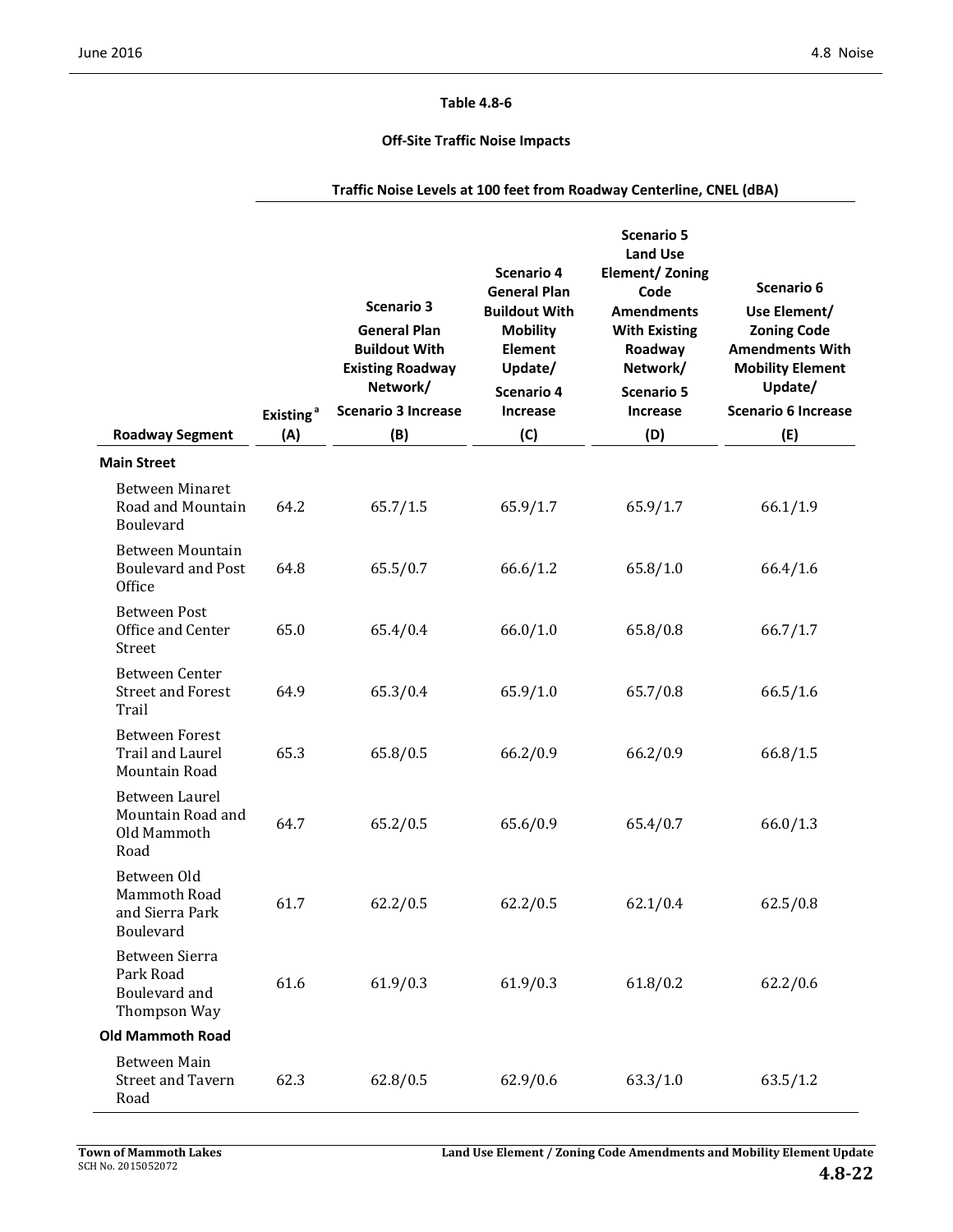**Table 4.8-6**

**Off-Site Traffic Noise Impacts**

| Roadway Segment | Traffic Noise Levels at 100 feet from Roadway Centerline, CNEL (dBA) | | | | |
|---|---|---|---|---|---|
| | Existing [a] (A) | Scenario 3 General Plan Buildout With Existing Roadway Network/ Scenario 3 Increase (B) | Scenario 4 General Plan Buildout With Mobility Element Update/ Scenario 4 Increase (C) | Scenario 5 Land Use Element/ Zoning Code Amendments With Existing Roadway Network/ Scenario 5 Increase (D) | Scenario 6 Use Element/ Zoning Code Amendments With Mobility Element Update/ Scenario 6 Increase (E) |
| **Main Street** | | | | | |
| Between Minaret Road and Mountain Boulevard | 64.2 | 65.7/1.5 | 65.9/1.7 | 65.9/1.7 | 66.1/1.9 |
| Between Mountain Boulevard and Post Office | 64.8 | 65.5/0.7 | 66.6/1.2 | 65.8/1.0 | 66.4/1.6 |
| Between Post Office and Center Street | 65.0 | 65.4/0.4 | 66.0/1.0 | 65.8/0.8 | 66.7/1.7 |
| Between Center Street and Forest Trail | 64.9 | 65.3/0.4 | 65.9/1.0 | 65.7/0.8 | 66.5/1.6 |
| Between Forest Trail and Laurel Mountain Road | 65.3 | 65.8/0.5 | 66.2/0.9 | 66.2/0.9 | 66.8/1.5 |
| Between Laurel Mountain Road and Old Mammoth Road | 64.7 | 65.2/0.5 | 65.6/0.9 | 65.4/0.7 | 66.0/1.3 |
| Between Old Mammoth Road and Sierra Park Boulevard | 61.7 | 62.2/0.5 | 62.2/0.5 | 62.1/0.4 | 62.5/0.8 |
| Between Sierra Park Road Boulevard and Thompson Way | 61.6 | 61.9/0.3 | 61.9/0.3 | 61.8/0.2 | 62.2/0.6 |
| **Old Mammoth Road** | | | | | |
| Between Main Street and Tavern Road | 62.3 | 62.8/0.5 | 62.9/0.6 | 63.3/1.0 | 63.5/1.2 |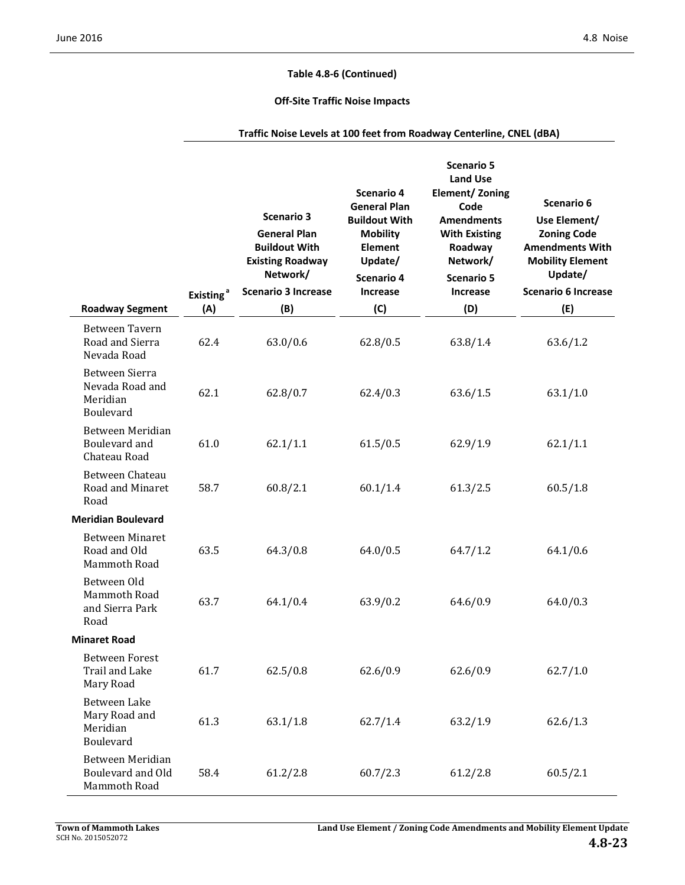**Table 4.8-6 (Continued)**

**Off-Site Traffic Noise Impacts**

| | Traffic Noise Levels at 100 feet from Roadway Centerline, CNEL (dBA) | | | | |
|---|---|---|---|---|---|
| **Roadway Segment** | **Existing[a] (A)** | **Scenario 3 General Plan Buildout With Existing Roadway Network/ Scenario 3 Increase (B)** | **Scenario 4 General Plan Buildout With Mobility Element Update/ Scenario 4 Increase (C)** | **Scenario 5 Land Use Element/ Zoning Code Amendments With Existing Roadway Network/ Scenario 5 Increase (D)** | **Scenario 6 Use Element/ Zoning Code Amendments With Mobility Element Update/ Scenario 6 Increase (E)** |
| Between Tavern Road and Sierra Nevada Road | 62.4 | 63.0/0.6 | 62.8/0.5 | 63.8/1.4 | 63.6/1.2 |
| Between Sierra Nevada Road and Meridian Boulevard | 62.1 | 62.8/0.7 | 62.4/0.3 | 63.6/1.5 | 63.1/1.0 |
| Between Meridian Boulevard and Chateau Road | 61.0 | 62.1/1.1 | 61.5/0.5 | 62.9/1.9 | 62.1/1.1 |
| Between Chateau Road and Minaret Road | 58.7 | 60.8/2.1 | 60.1/1.4 | 61.3/2.5 | 60.5/1.8 |
| **Meridian Boulevard** | | | | | |
| Between Minaret Road and Old Mammoth Road | 63.5 | 64.3/0.8 | 64.0/0.5 | 64.7/1.2 | 64.1/0.6 |
| Between Old Mammoth Road and Sierra Park Road | 63.7 | 64.1/0.4 | 63.9/0.2 | 64.6/0.9 | 64.0/0.3 |
| **Minaret Road** | | | | | |
| Between Forest Trail and Lake Mary Road | 61.7 | 62.5/0.8 | 62.6/0.9 | 62.6/0.9 | 62.7/1.0 |
| Between Lake Mary Road and Meridian Boulevard | 61.3 | 63.1/1.8 | 62.7/1.4 | 63.2/1.9 | 62.6/1.3 |
| Between Meridian Boulevard and Old Mammoth Road | 58.4 | 61.2/2.8 | 60.7/2.3 | 61.2/2.8 | 60.5/2.1 |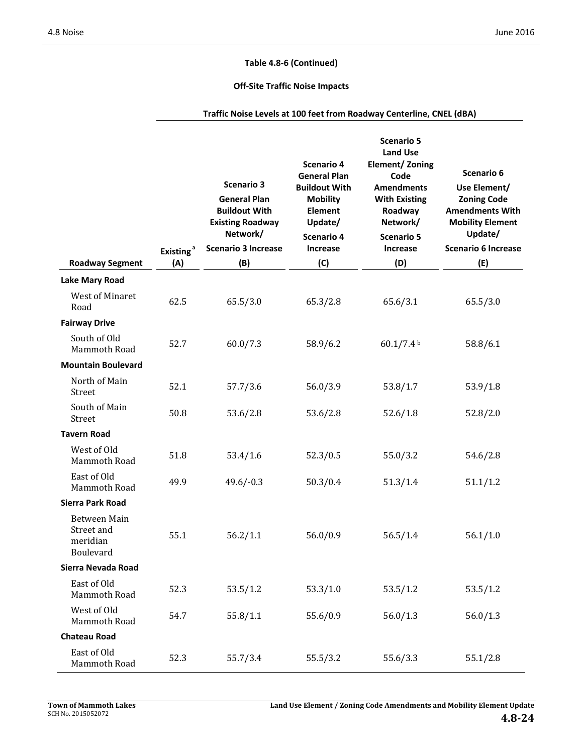**Table 4.8-6 (Continued)**

**Off-Site Traffic Noise Impacts**

| Roadway Segment | Existing[a] (A) | Traffic Noise Levels at 100 feet from Roadway Centerline, CNEL (dBA) | | | |
|---|---|---|---|---|---|
| | | Scenario 3 General Plan Buildout With Existing Roadway Network/ Scenario 3 Increase (B) | Scenario 4 General Plan Buildout With Mobility Element Update/ Scenario 4 Increase (C) | Scenario 5 Land Use Element/ Zoning Code Amendments With Existing Roadway Network/ Scenario 5 Increase (D) | Scenario 6 Use Element/ Zoning Code Amendments With Mobility Element Update/ Scenario 6 Increase (E) |
| **Lake Mary Road** | | | | | |
| West of Minaret Road | 62.5 | 65.5/3.0 | 65.3/2.8 | 65.6/3.1 | 65.5/3.0 |
| **Fairway Drive** | | | | | |
| South of Old Mammoth Road | 52.7 | 60.0/7.3 | 58.9/6.2 | 60.1/7.4 [b] | 58.8/6.1 |
| **Mountain Boulevard** | | | | | |
| North of Main Street | 52.1 | 57.7/3.6 | 56.0/3.9 | 53.8/1.7 | 53.9/1.8 |
| South of Main Street | 50.8 | 53.6/2.8 | 53.6/2.8 | 52.6/1.8 | 52.8/2.0 |
| **Tavern Road** | | | | | |
| West of Old Mammoth Road | 51.8 | 53.4/1.6 | 52.3/0.5 | 55.0/3.2 | 54.6/2.8 |
| East of Old Mammoth Road | 49.9 | 49.6/-0.3 | 50.3/0.4 | 51.3/1.4 | 51.1/1.2 |
| **Sierra Park Road** | | | | | |
| Between Main Street and meridian Boulevard | 55.1 | 56.2/1.1 | 56.0/0.9 | 56.5/1.4 | 56.1/1.0 |
| **Sierra Nevada Road** | | | | | |
| East of Old Mammoth Road | 52.3 | 53.5/1.2 | 53.3/1.0 | 53.5/1.2 | 53.5/1.2 |
| West of Old Mammoth Road | 54.7 | 55.8/1.1 | 55.6/0.9 | 56.0/1.3 | 56.0/1.3 |
| **Chateau Road** | | | | | |
| East of Old Mammoth Road | 52.3 | 55.7/3.4 | 55.5/3.2 | 55.6/3.3 | 55.1/2.8 |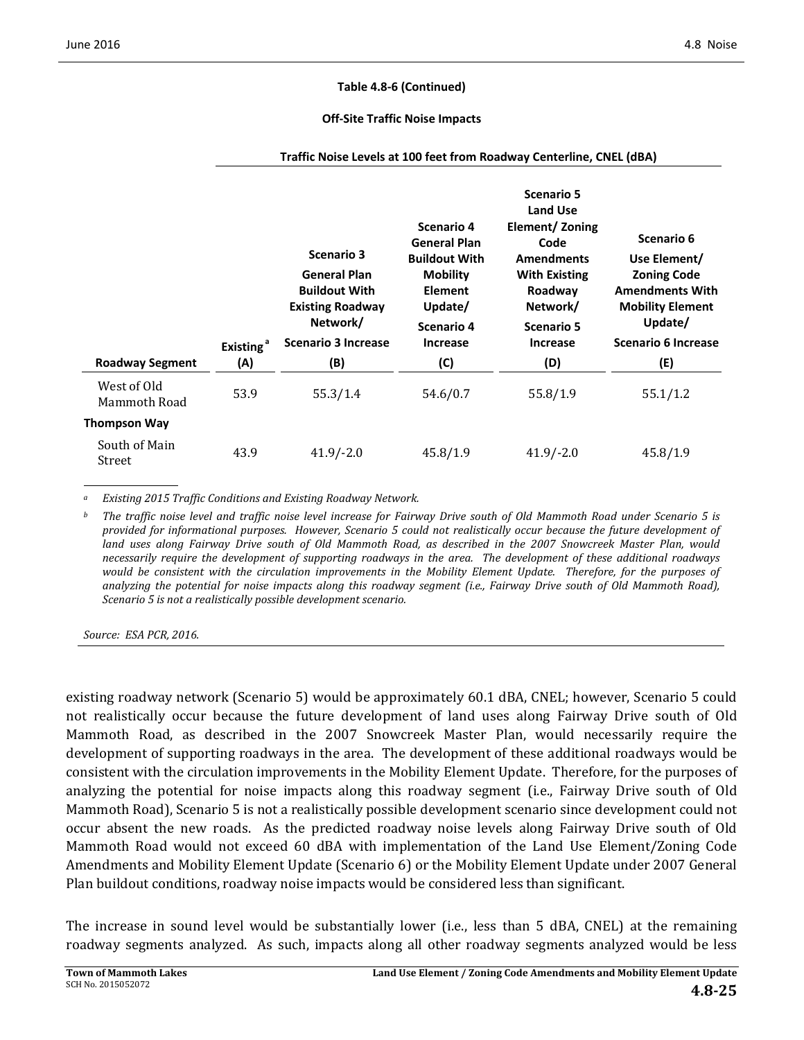**Table 4.8-6 (Continued)**

**Off-Site Traffic Noise Impacts**

| | Traffic Noise Levels at 100 feet from Roadway Centerline, CNEL (dBA) | | | | |
|---|---|---|---|---|---|
| **Roadway Segment** | **Existing [a] (A)** | **Scenario 3 General Plan Buildout With Existing Roadway Network/ Scenario 3 Increase (B)** | **Scenario 4 General Plan Buildout With Mobility Element Update/ Scenario 4 Increase (C)** | **Scenario 5 Land Use Element/ Zoning Code Amendments With Existing Roadway Network/ Scenario 5 Increase (D)** | **Scenario 6 Use Element/ Zoning Code Amendments With Mobility Element Update/ Scenario 6 Increase (E)** |
| West of Old Mammoth Road | 53.9 | 55.3/1.4 | 54.6/0.7 | 55.8/1.9 | 55.1/1.2 |
| **Thompson Way** | | | | | |
| South of Main Street | 43.9 | 41.9/-2.0 | 45.8/1.9 | 41.9/-2.0 | 45.8/1.9 |

*[a] Existing 2015 Traffic Conditions and Existing Roadway Network.*

*[b] The traffic noise level and traffic noise level increase for Fairway Drive south of Old Mammoth Road under Scenario 5 is provided for informational purposes. However, Scenario 5 could not realistically occur because the future development of land uses along Fairway Drive south of Old Mammoth Road, as described in the 2007 Snowcreek Master Plan, would necessarily require the development of supporting roadways in the area. The development of these additional roadways would be consistent with the circulation improvements in the Mobility Element Update. Therefore, for the purposes of analyzing the potential for noise impacts along this roadway segment (i.e., Fairway Drive south of Old Mammoth Road), Scenario 5 is not a realistically possible development scenario.*

*Source: ESA PCR, 2016.*

existing roadway network (Scenario 5) would be approximately 60.1 dBA, CNEL; however, Scenario 5 could not realistically occur because the future development of land uses along Fairway Drive south of Old Mammoth Road, as described in the 2007 Snowcreek Master Plan, would necessarily require the development of supporting roadways in the area. The development of these additional roadways would be consistent with the circulation improvements in the Mobility Element Update. Therefore, for the purposes of analyzing the potential for noise impacts along this roadway segment (i.e., Fairway Drive south of Old Mammoth Road), Scenario 5 is not a realistically possible development scenario since development could not occur absent the new roads. As the predicted roadway noise levels along Fairway Drive south of Old Mammoth Road would not exceed 60 dBA with implementation of the Land Use Element/Zoning Code Amendments and Mobility Element Update (Scenario 6) or the Mobility Element Update under 2007 General Plan buildout conditions, roadway noise impacts would be considered less than significant.

The increase in sound level would be substantially lower (i.e., less than 5 dBA, CNEL) at the remaining roadway segments analyzed. As such, impacts along all other roadway segments analyzed would be less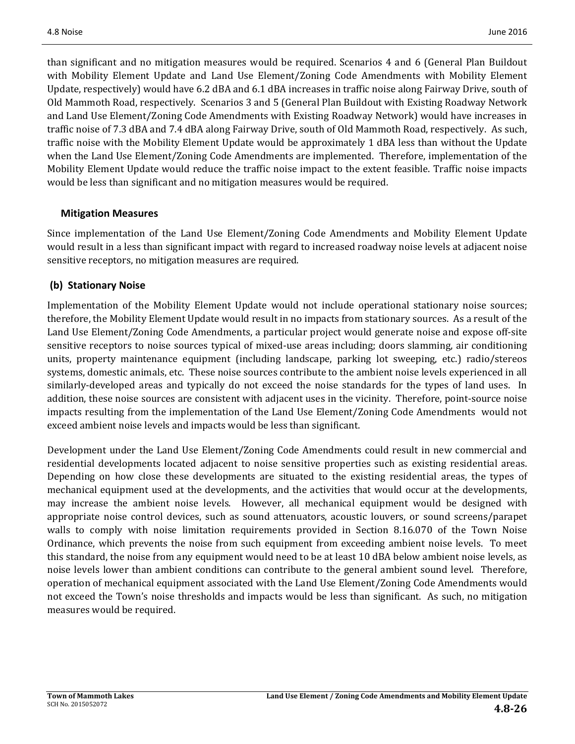than significant and no mitigation measures would be required. Scenarios 4 and 6 (General Plan Buildout with Mobility Element Update and Land Use Element/Zoning Code Amendments with Mobility Element Update, respectively) would have 6.2 dBA and 6.1 dBA increases in traffic noise along Fairway Drive, south of Old Mammoth Road, respectively. Scenarios 3 and 5 (General Plan Buildout with Existing Roadway Network and Land Use Element/Zoning Code Amendments with Existing Roadway Network) would have increases in traffic noise of 7.3 dBA and 7.4 dBA along Fairway Drive, south of Old Mammoth Road, respectively. As such, traffic noise with the Mobility Element Update would be approximately 1 dBA less than without the Update when the Land Use Element/Zoning Code Amendments are implemented. Therefore, implementation of the Mobility Element Update would reduce the traffic noise impact to the extent feasible. Traffic noise impacts would be less than significant and no mitigation measures would be required.

#### Mitigation Measures

Since implementation of the Land Use Element/Zoning Code Amendments and Mobility Element Update would result in a less than significant impact with regard to increased roadway noise levels at adjacent noise sensitive receptors, no mitigation measures are required.

### (b) Stationary Noise

Implementation of the Mobility Element Update would not include operational stationary noise sources; therefore, the Mobility Element Update would result in no impacts from stationary sources. As a result of the Land Use Element/Zoning Code Amendments, a particular project would generate noise and expose off-site sensitive receptors to noise sources typical of mixed-use areas including; doors slamming, air conditioning units, property maintenance equipment (including landscape, parking lot sweeping, etc.) radio/stereos systems, domestic animals, etc. These noise sources contribute to the ambient noise levels experienced in all similarly-developed areas and typically do not exceed the noise standards for the types of land uses. In addition, these noise sources are consistent with adjacent uses in the vicinity. Therefore, point-source noise impacts resulting from the implementation of the Land Use Element/Zoning Code Amendments would not exceed ambient noise levels and impacts would be less than significant.

Development under the Land Use Element/Zoning Code Amendments could result in new commercial and residential developments located adjacent to noise sensitive properties such as existing residential areas. Depending on how close these developments are situated to the existing residential areas, the types of mechanical equipment used at the developments, and the activities that would occur at the developments, may increase the ambient noise levels. However, all mechanical equipment would be designed with appropriate noise control devices, such as sound attenuators, acoustic louvers, or sound screens/parapet walls to comply with noise limitation requirements provided in Section 8.16.070 of the Town Noise Ordinance, which prevents the noise from such equipment from exceeding ambient noise levels. To meet this standard, the noise from any equipment would need to be at least 10 dBA below ambient noise levels, as noise levels lower than ambient conditions can contribute to the general ambient sound level. Therefore, operation of mechanical equipment associated with the Land Use Element/Zoning Code Amendments would not exceed the Town's noise thresholds and impacts would be less than significant. As such, no mitigation measures would be required.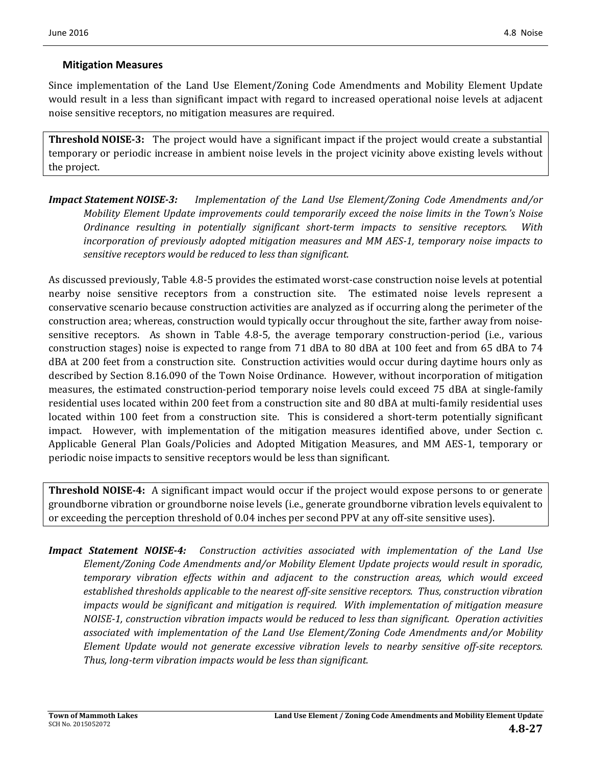### Mitigation Measures

Since implementation of the Land Use Element/Zoning Code Amendments and Mobility Element Update would result in a less than significant impact with regard to increased operational noise levels at adjacent noise sensitive receptors, no mitigation measures are required.

**Threshold NOISE-3:** The project would have a significant impact if the project would create a substantial temporary or periodic increase in ambient noise levels in the project vicinity above existing levels without the project.

***Impact Statement NOISE-3:*** *Implementation of the Land Use Element/Zoning Code Amendments and/or Mobility Element Update improvements could temporarily exceed the noise limits in the Town's Noise Ordinance resulting in potentially significant short-term impacts to sensitive receptors. With incorporation of previously adopted mitigation measures and MM AES-1, temporary noise impacts to sensitive receptors would be reduced to less than significant.*

As discussed previously, Table 4.8-5 provides the estimated worst-case construction noise levels at potential nearby noise sensitive receptors from a construction site. The estimated noise levels represent a conservative scenario because construction activities are analyzed as if occurring along the perimeter of the construction area; whereas, construction would typically occur throughout the site, farther away from noise-sensitive receptors. As shown in Table 4.8-5, the average temporary construction-period (i.e., various construction stages) noise is expected to range from 71 dBA to 80 dBA at 100 feet and from 65 dBA to 74 dBA at 200 feet from a construction site. Construction activities would occur during daytime hours only as described by Section 8.16.090 of the Town Noise Ordinance. However, without incorporation of mitigation measures, the estimated construction-period temporary noise levels could exceed 75 dBA at single-family residential uses located within 200 feet from a construction site and 80 dBA at multi-family residential uses located within 100 feet from a construction site. This is considered a short-term potentially significant impact. However, with implementation of the mitigation measures identified above, under Section c. Applicable General Plan Goals/Policies and Adopted Mitigation Measures, and MM AES-1, temporary or periodic noise impacts to sensitive receptors would be less than significant.

**Threshold NOISE-4:** A significant impact would occur if the project would expose persons to or generate groundborne vibration or groundborne noise levels (i.e., generate groundborne vibration levels equivalent to or exceeding the perception threshold of 0.04 inches per second PPV at any off-site sensitive uses).

***Impact Statement NOISE-4:*** *Construction activities associated with implementation of the Land Use Element/Zoning Code Amendments and/or Mobility Element Update projects would result in sporadic, temporary vibration effects within and adjacent to the construction areas, which would exceed established thresholds applicable to the nearest off-site sensitive receptors. Thus, construction vibration impacts would be significant and mitigation is required. With implementation of mitigation measure NOISE-1, construction vibration impacts would be reduced to less than significant. Operation activities associated with implementation of the Land Use Element/Zoning Code Amendments and/or Mobility Element Update would not generate excessive vibration levels to nearby sensitive off-site receptors. Thus, long-term vibration impacts would be less than significant.*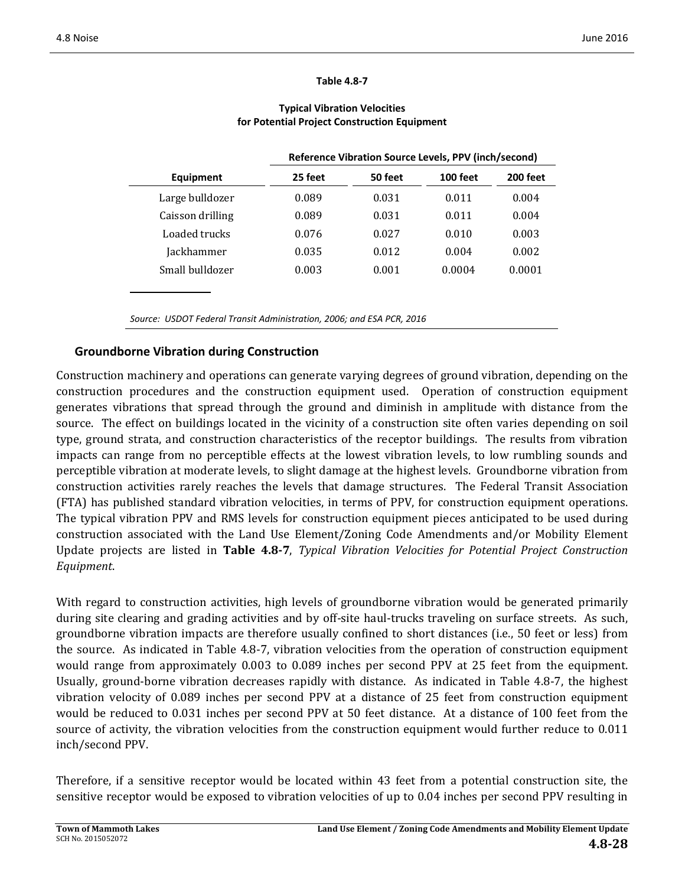**Table 4.8-7**

**Typical Vibration Velocities for Potential Project Construction Equipment**

| Equipment | Reference Vibration Source Levels, PPV (inch/second) | | | |
|---|---|---|---|---|
| | 25 feet | 50 feet | 100 feet | 200 feet |
| Large bulldozer | 0.089 | 0.031 | 0.011 | 0.004 |
| Caisson drilling | 0.089 | 0.031 | 0.011 | 0.004 |
| Loaded trucks | 0.076 | 0.027 | 0.010 | 0.003 |
| Jackhammer | 0.035 | 0.012 | 0.004 | 0.002 |
| Small bulldozer | 0.003 | 0.001 | 0.0004 | 0.0001 |

*Source: USDOT Federal Transit Administration, 2006; and ESA PCR, 2016*

### Groundborne Vibration during Construction

Construction machinery and operations can generate varying degrees of ground vibration, depending on the construction procedures and the construction equipment used. Operation of construction equipment generates vibrations that spread through the ground and diminish in amplitude with distance from the source. The effect on buildings located in the vicinity of a construction site often varies depending on soil type, ground strata, and construction characteristics of the receptor buildings. The results from vibration impacts can range from no perceptible effects at the lowest vibration levels, to low rumbling sounds and perceptible vibration at moderate levels, to slight damage at the highest levels. Groundborne vibration from construction activities rarely reaches the levels that damage structures. The Federal Transit Association (FTA) has published standard vibration velocities, in terms of PPV, for construction equipment operations. The typical vibration PPV and RMS levels for construction equipment pieces anticipated to be used during construction associated with the Land Use Element/Zoning Code Amendments and/or Mobility Element Update projects are listed in **Table 4.8-7**, *Typical Vibration Velocities for Potential Project Construction Equipment*.

With regard to construction activities, high levels of groundborne vibration would be generated primarily during site clearing and grading activities and by off-site haul-trucks traveling on surface streets. As such, groundborne vibration impacts are therefore usually confined to short distances (i.e., 50 feet or less) from the source. As indicated in Table 4.8-7, vibration velocities from the operation of construction equipment would range from approximately 0.003 to 0.089 inches per second PPV at 25 feet from the equipment. Usually, ground-borne vibration decreases rapidly with distance. As indicated in Table 4.8-7, the highest vibration velocity of 0.089 inches per second PPV at a distance of 25 feet from construction equipment would be reduced to 0.031 inches per second PPV at 50 feet distance. At a distance of 100 feet from the source of activity, the vibration velocities from the construction equipment would further reduce to 0.011 inch/second PPV.

Therefore, if a sensitive receptor would be located within 43 feet from a potential construction site, the sensitive receptor would be exposed to vibration velocities of up to 0.04 inches per second PPV resulting in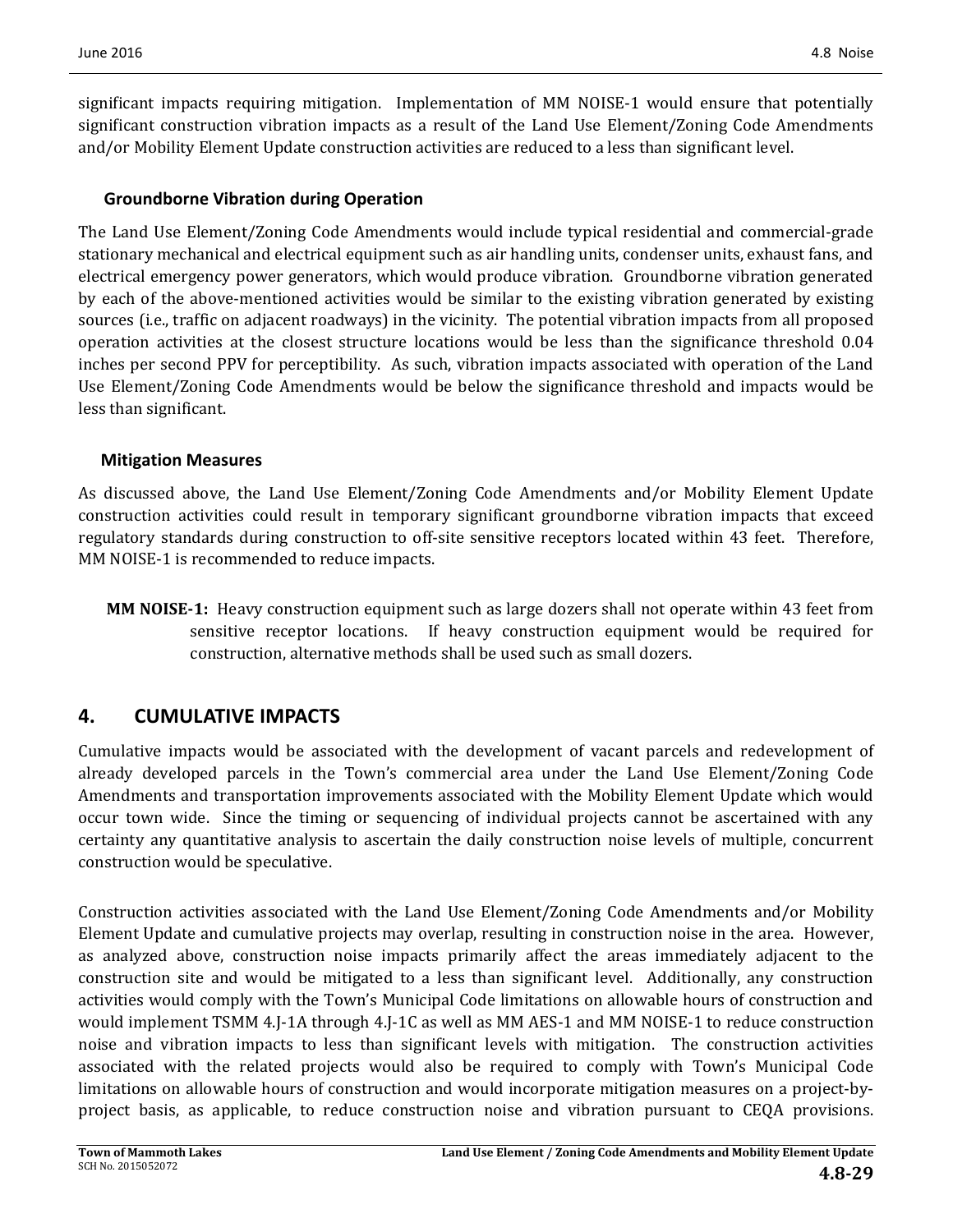significant impacts requiring mitigation. Implementation of MM NOISE-1 would ensure that potentially significant construction vibration impacts as a result of the Land Use Element/Zoning Code Amendments and/or Mobility Element Update construction activities are reduced to a less than significant level.

### Groundborne Vibration during Operation

The Land Use Element/Zoning Code Amendments would include typical residential and commercial-grade stationary mechanical and electrical equipment such as air handling units, condenser units, exhaust fans, and electrical emergency power generators, which would produce vibration. Groundborne vibration generated by each of the above-mentioned activities would be similar to the existing vibration generated by existing sources (i.e., traffic on adjacent roadways) in the vicinity. The potential vibration impacts from all proposed operation activities at the closest structure locations would be less than the significance threshold 0.04 inches per second PPV for perceptibility. As such, vibration impacts associated with operation of the Land Use Element/Zoning Code Amendments would be below the significance threshold and impacts would be less than significant.

### Mitigation Measures

As discussed above, the Land Use Element/Zoning Code Amendments and/or Mobility Element Update construction activities could result in temporary significant groundborne vibration impacts that exceed regulatory standards during construction to off-site sensitive receptors located within 43 feet. Therefore, MM NOISE-1 is recommended to reduce impacts.

**MM NOISE-1:** Heavy construction equipment such as large dozers shall not operate within 43 feet from sensitive receptor locations. If heavy construction equipment would be required for construction, alternative methods shall be used such as small dozers.

## 4. CUMULATIVE IMPACTS

Cumulative impacts would be associated with the development of vacant parcels and redevelopment of already developed parcels in the Town's commercial area under the Land Use Element/Zoning Code Amendments and transportation improvements associated with the Mobility Element Update which would occur town wide. Since the timing or sequencing of individual projects cannot be ascertained with any certainty any quantitative analysis to ascertain the daily construction noise levels of multiple, concurrent construction would be speculative.

Construction activities associated with the Land Use Element/Zoning Code Amendments and/or Mobility Element Update and cumulative projects may overlap, resulting in construction noise in the area. However, as analyzed above, construction noise impacts primarily affect the areas immediately adjacent to the construction site and would be mitigated to a less than significant level. Additionally, any construction activities would comply with the Town's Municipal Code limitations on allowable hours of construction and would implement TSMM 4.J-1A through 4.J-1C as well as MM AES-1 and MM NOISE-1 to reduce construction noise and vibration impacts to less than significant levels with mitigation. The construction activities associated with the related projects would also be required to comply with Town's Municipal Code limitations on allowable hours of construction and would incorporate mitigation measures on a project-by-project basis, as applicable, to reduce construction noise and vibration pursuant to CEQA provisions.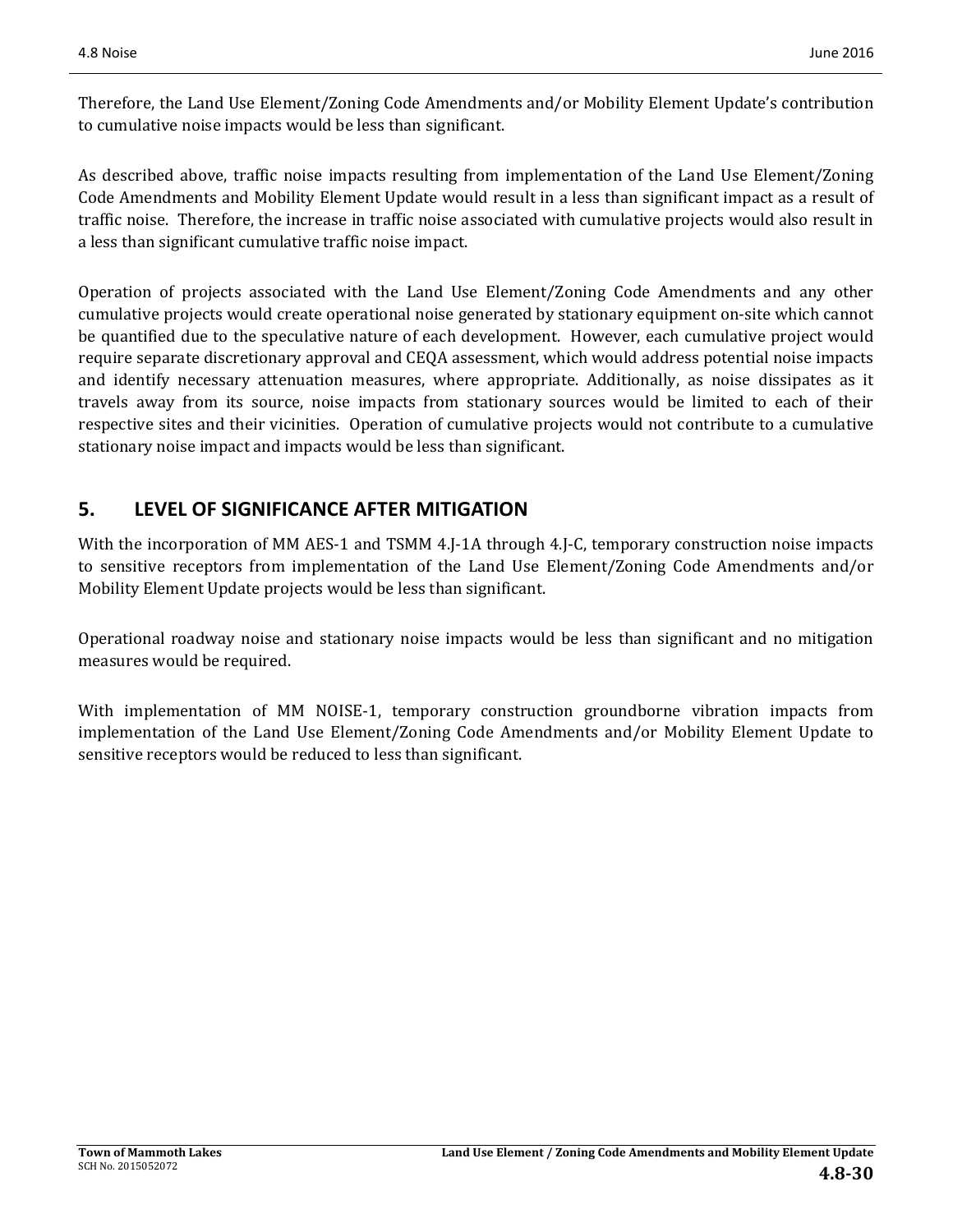Therefore, the Land Use Element/Zoning Code Amendments and/or Mobility Element Update's contribution to cumulative noise impacts would be less than significant.

As described above, traffic noise impacts resulting from implementation of the Land Use Element/Zoning Code Amendments and Mobility Element Update would result in a less than significant impact as a result of traffic noise. Therefore, the increase in traffic noise associated with cumulative projects would also result in a less than significant cumulative traffic noise impact.

Operation of projects associated with the Land Use Element/Zoning Code Amendments and any other cumulative projects would create operational noise generated by stationary equipment on-site which cannot be quantified due to the speculative nature of each development. However, each cumulative project would require separate discretionary approval and CEQA assessment, which would address potential noise impacts and identify necessary attenuation measures, where appropriate. Additionally, as noise dissipates as it travels away from its source, noise impacts from stationary sources would be limited to each of their respective sites and their vicinities. Operation of cumulative projects would not contribute to a cumulative stationary noise impact and impacts would be less than significant.

## 5. LEVEL OF SIGNIFICANCE AFTER MITIGATION

With the incorporation of MM AES-1 and TSMM 4.J-1A through 4.J-C, temporary construction noise impacts to sensitive receptors from implementation of the Land Use Element/Zoning Code Amendments and/or Mobility Element Update projects would be less than significant.

Operational roadway noise and stationary noise impacts would be less than significant and no mitigation measures would be required.

With implementation of MM NOISE-1, temporary construction groundborne vibration impacts from implementation of the Land Use Element/Zoning Code Amendments and/or Mobility Element Update to sensitive receptors would be reduced to less than significant.